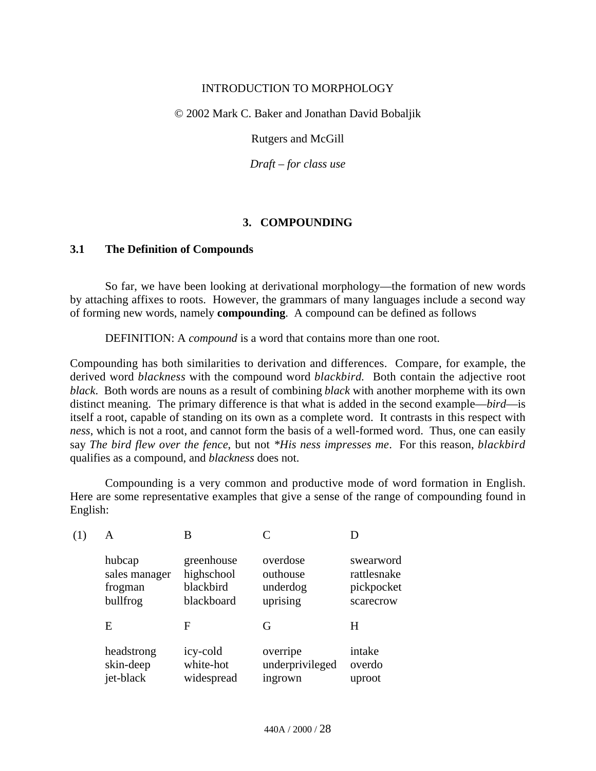INTRODUCTION TO MORPHOLOGY

© 2002 Mark C. Baker and Jonathan David Bobaljik

Rutgers and McGill

*Draft – for class use*

# 3. COMPOUNDING

## 3.1 The Definition of Compounds

So far, we have been looking at derivational morphology—the formation of new words by attaching affixes to roots. However, the grammars of many languages include a second way of forming new words, namely **compounding**. A compound can be defined as follows

DEFINITION: A *compound* is a word that contains more than one root.

Compounding has both similarities to derivation and differences. Compare, for example, the derived word *blackness* with the compound word *blackbird.* Both contain the adjective root *black*. Both words are nouns as a result of combining *black* with another morpheme with its own distinct meaning. The primary difference is that what is added in the second example—*bird*—is itself a root, capable of standing on its own as a complete word. It contrasts in this respect with *ness*, which is not a root, and cannot form the basis of a well-formed word. Thus, one can easily say *The bird flew over the fence*, but not *\*His ness impresses me*. For this reason, *blackbird* qualifies as a compound, and *blackness* does not.

Compounding is a very common and productive mode of word formation in English. Here are some representative examples that give a sense of the range of compounding found in English:

(1)

| A | B | C | D |
|---|---|---|---|
| hubcap | greenhouse | overdose | swearword |
| sales manager | highschool | outhouse | rattlesnake |
| frogman | blackbird | underdog | pickpocket |
| bullfrog | blackboard | uprising | scarecrow |

| E | F | G | H |
|---|---|---|---|
| headstrong | icy-cold | overripe | intake |
| skin-deep | white-hot | underprivileged | overdo |
| jet-black | widespread | ingrown | uproot |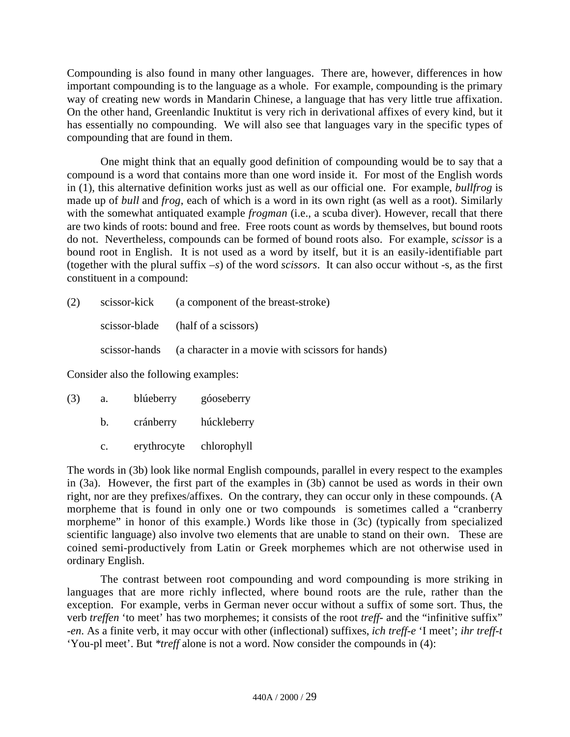Compounding is also found in many other languages. There are, however, differences in how important compounding is to the language as a whole. For example, compounding is the primary way of creating new words in Mandarin Chinese, a language that has very little true affixation. On the other hand, Greenlandic Inuktitut is very rich in derivational affixes of every kind, but it has essentially no compounding. We will also see that languages vary in the specific types of compounding that are found in them.

One might think that an equally good definition of compounding would be to say that a compound is a word that contains more than one word inside it. For most of the English words in (1), this alternative definition works just as well as our official one. For example, *bullfrog* is made up of *bull* and *frog*, each of which is a word in its own right (as well as a root). Similarly with the somewhat antiquated example *frogman* (i.e., a scuba diver). However, recall that there are two kinds of roots: bound and free. Free roots count as words by themselves, but bound roots do not. Nevertheless, compounds can be formed of bound roots also. For example, *scissor* is a bound root in English. It is not used as a word by itself, but it is an easily-identifiable part (together with the plural suffix –*s*) of the word *scissors*. It can also occur without -s, as the first constituent in a compound:

(2) scissor-kick (a component of the breast-stroke)

scissor-blade (half of a scissors)

scissor-hands (a character in a movie with scissors for hands)

Consider also the following examples:

(3) a. blúeberry góoseberry

b. cránberry húckleberry

c. erythrocyte chlorophyll

The words in (3b) look like normal English compounds, parallel in every respect to the examples in (3a). However, the first part of the examples in (3b) cannot be used as words in their own right, nor are they prefixes/affixes. On the contrary, they can occur only in these compounds. (A morpheme that is found in only one or two compounds is sometimes called a "cranberry morpheme" in honor of this example.) Words like those in (3c) (typically from specialized scientific language) also involve two elements that are unable to stand on their own. These are coined semi-productively from Latin or Greek morphemes which are not otherwise used in ordinary English.

The contrast between root compounding and word compounding is more striking in languages that are more richly inflected, where bound roots are the rule, rather than the exception. For example, verbs in German never occur without a suffix of some sort. Thus, the verb *treffen* 'to meet' has two morphemes; it consists of the root *treff-* and the "infinitive suffix" *-en*. As a finite verb, it may occur with other (inflectional) suffixes, *ich treff-e* 'I meet'; *ihr treff-t* 'You-pl meet'. But *\*treff* alone is not a word. Now consider the compounds in (4):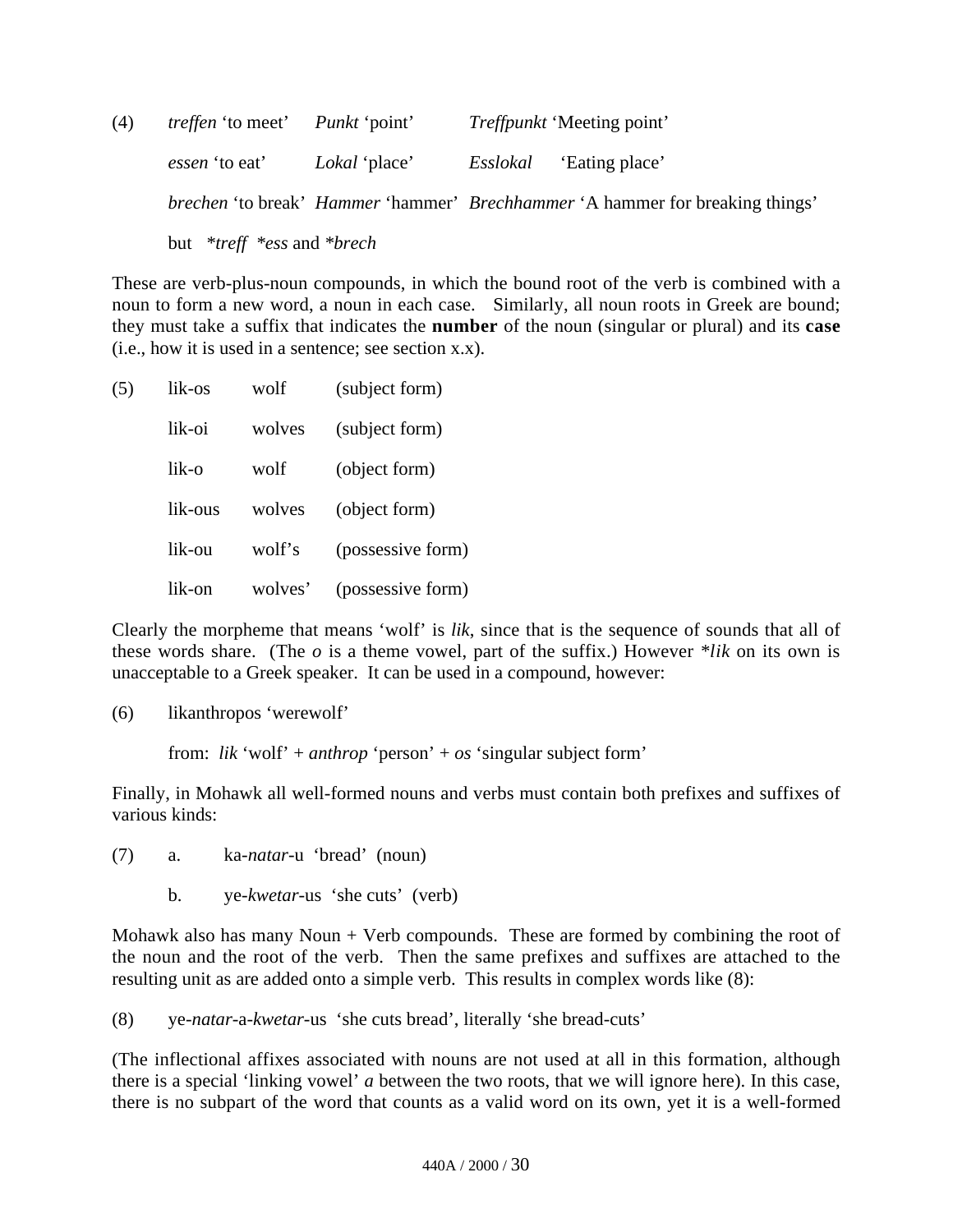(4) *treffen* 'to meet' *Punkt* 'point' *Treffpunkt* 'Meeting point'

*essen* 'to eat' *Lokal* 'place' *Esslokal* 'Eating place'

*brechen* 'to break' *Hammer* 'hammer' *Brechhammer* 'A hammer for breaking things'

but \**treff* \**ess* and \**brech*

These are verb-plus-noun compounds, in which the bound root of the verb is combined with a noun to form a new word, a noun in each case. Similarly, all noun roots in Greek are bound; they must take a suffix that indicates the **number** of the noun (singular or plural) and its **case** (i.e., how it is used in a sentence; see section x.x).

(5)

| | | |
|---|---|---|
| lik-os | wolf | (subject form) |
| lik-oi | wolves | (subject form) |
| lik-o | wolf | (object form) |
| lik-ous | wolves | (object form) |
| lik-ou | wolf's | (possessive form) |
| lik-on | wolves' | (possessive form) |

Clearly the morpheme that means 'wolf' is *lik*, since that is the sequence of sounds that all of these words share. (The *o* is a theme vowel, part of the suffix.) However \**lik* on its own is unacceptable to a Greek speaker. It can be used in a compound, however:

(6) likanthropos 'werewolf'

from: *lik* 'wolf' + *anthrop* 'person' + *os* 'singular subject form'

Finally, in Mohawk all well-formed nouns and verbs must contain both prefixes and suffixes of various kinds:

(7) a. ka-*natar*-u 'bread' (noun)

b. ye-*kwetar*-us 'she cuts' (verb)

Mohawk also has many Noun + Verb compounds. These are formed by combining the root of the noun and the root of the verb. Then the same prefixes and suffixes are attached to the resulting unit as are added onto a simple verb. This results in complex words like (8):

(8) ye-*natar*-a-*kwetar*-us 'she cuts bread', literally 'she bread-cuts'

(The inflectional affixes associated with nouns are not used at all in this formation, although there is a special 'linking vowel' *a* between the two roots, that we will ignore here). In this case, there is no subpart of the word that counts as a valid word on its own, yet it is a well-formed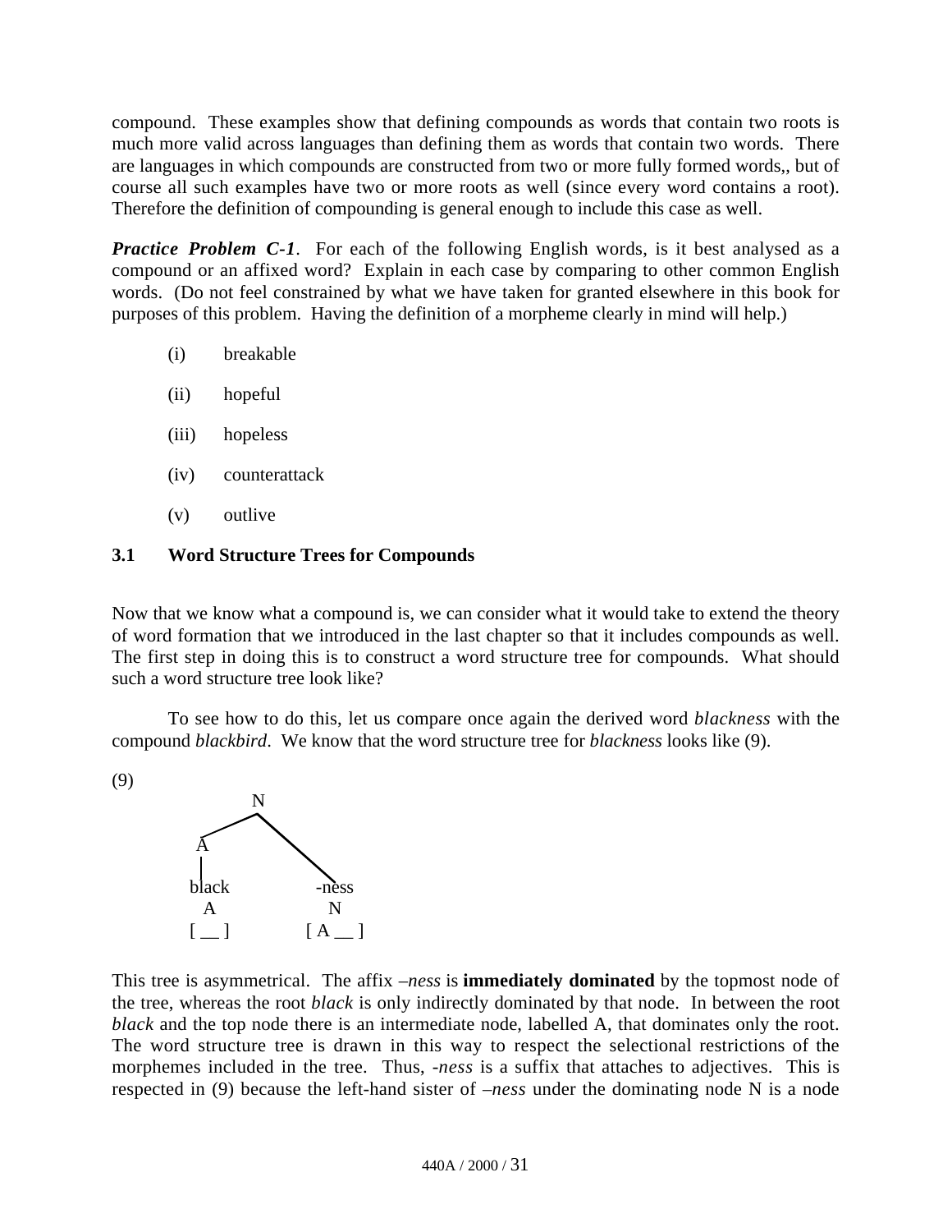compound. These examples show that defining compounds as words that contain two roots is much more valid across languages than defining them as words that contain two words. There are languages in which compounds are constructed from two or more fully formed words,, but of course all such examples have two or more roots as well (since every word contains a root). Therefore the definition of compounding is general enough to include this case as well.

***Practice Problem C-1***. For each of the following English words, is it best analysed as a compound or an affixed word? Explain in each case by comparing to other common English words. (Do not feel constrained by what we have taken for granted elsewhere in this book for purposes of this problem. Having the definition of a morpheme clearly in mind will help.)

(i) breakable

(ii) hopeful

(iii) hopeless

(iv) counterattack

(v) outlive

## 3.1 Word Structure Trees for Compounds

Now that we know what a compound is, we can consider what it would take to extend the theory of word formation that we introduced in the last chapter so that it includes compounds as well. The first step in doing this is to construct a word structure tree for compounds. What should such a word structure tree look like?

To see how to do this, let us compare once again the derived word *blackness* with the compound *blackbird*. We know that the word structure tree for *blackness* looks like (9).

(9)

```
        N
       / \
      A   \
      |    \
    black  -ness
      A      N
    [ __ ] [ A __ ]
```

This tree is asymmetrical. The affix *–ness* is **immediately dominated** by the topmost node of the tree, whereas the root *black* is only indirectly dominated by that node. In between the root *black* and the top node there is an intermediate node, labelled A, that dominates only the root. The word structure tree is drawn in this way to respect the selectional restrictions of the morphemes included in the tree. Thus, *-ness* is a suffix that attaches to adjectives. This is respected in (9) because the left-hand sister of *–ness* under the dominating node N is a node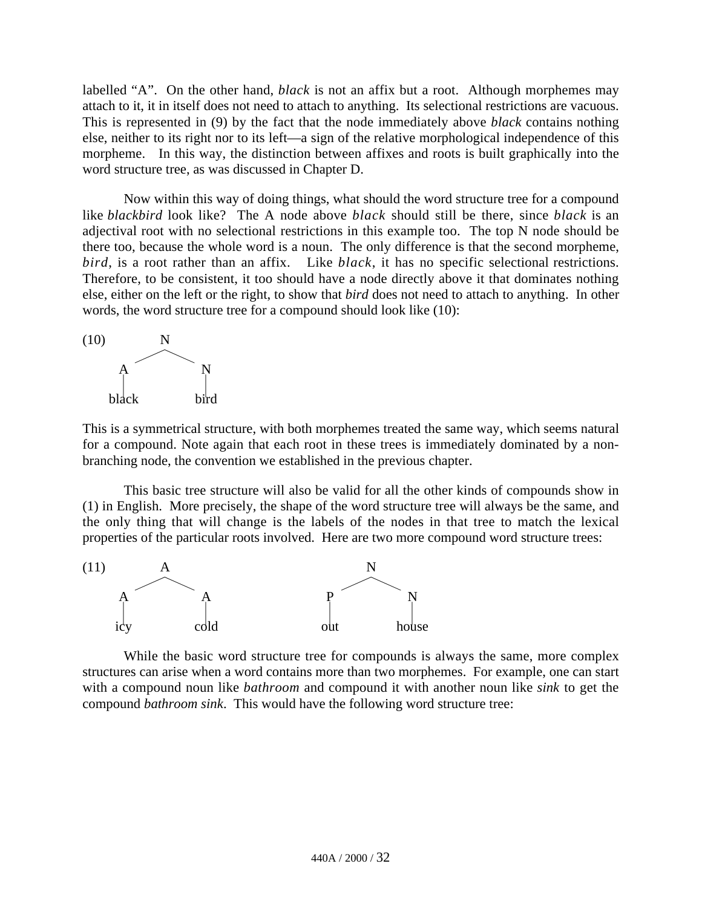labelled "A". On the other hand, *black* is not an affix but a root. Although morphemes may attach to it, it in itself does not need to attach to anything. Its selectional restrictions are vacuous. This is represented in (9) by the fact that the node immediately above *black* contains nothing else, neither to its right nor to its left—a sign of the relative morphological independence of this morpheme. In this way, the distinction between affixes and roots is built graphically into the word structure tree, as was discussed in Chapter D.

Now within this way of doing things, what should the word structure tree for a compound like *blackbird* look like? The A node above *black* should still be there, since *black* is an adjectival root with no selectional restrictions in this example too. The top N node should be there too, because the whole word is a noun. The only difference is that the second morpheme, *bird*, is a root rather than an affix. Like *black*, it has no specific selectional restrictions. Therefore, to be consistent, it too should have a node directly above it that dominates nothing else, either on the left or the right, to show that *bird* does not need to attach to anything. In other words, the word structure tree for a compound should look like (10):

```
(10)        N
          /   \
         A     N
         |     |
       black  bird
```

This is a symmetrical structure, with both morphemes treated the same way, which seems natural for a compound. Note again that each root in these trees is immediately dominated by a non-branching node, the convention we established in the previous chapter.

This basic tree structure will also be valid for all the other kinds of compounds show in (1) in English. More precisely, the shape of the word structure tree will always be the same, and the only thing that will change is the labels of the nodes in that tree to match the lexical properties of the particular roots involved. Here are two more compound word structure trees:

```
(11)        A                           N
          /   \                       /   \
         A     A                     P     N
         |     |                     |     |
        icy   cold                  out  house
```

While the basic word structure tree for compounds is always the same, more complex structures can arise when a word contains more than two morphemes. For example, one can start with a compound noun like *bathroom* and compound it with another noun like *sink* to get the compound *bathroom sink*. This would have the following word structure tree: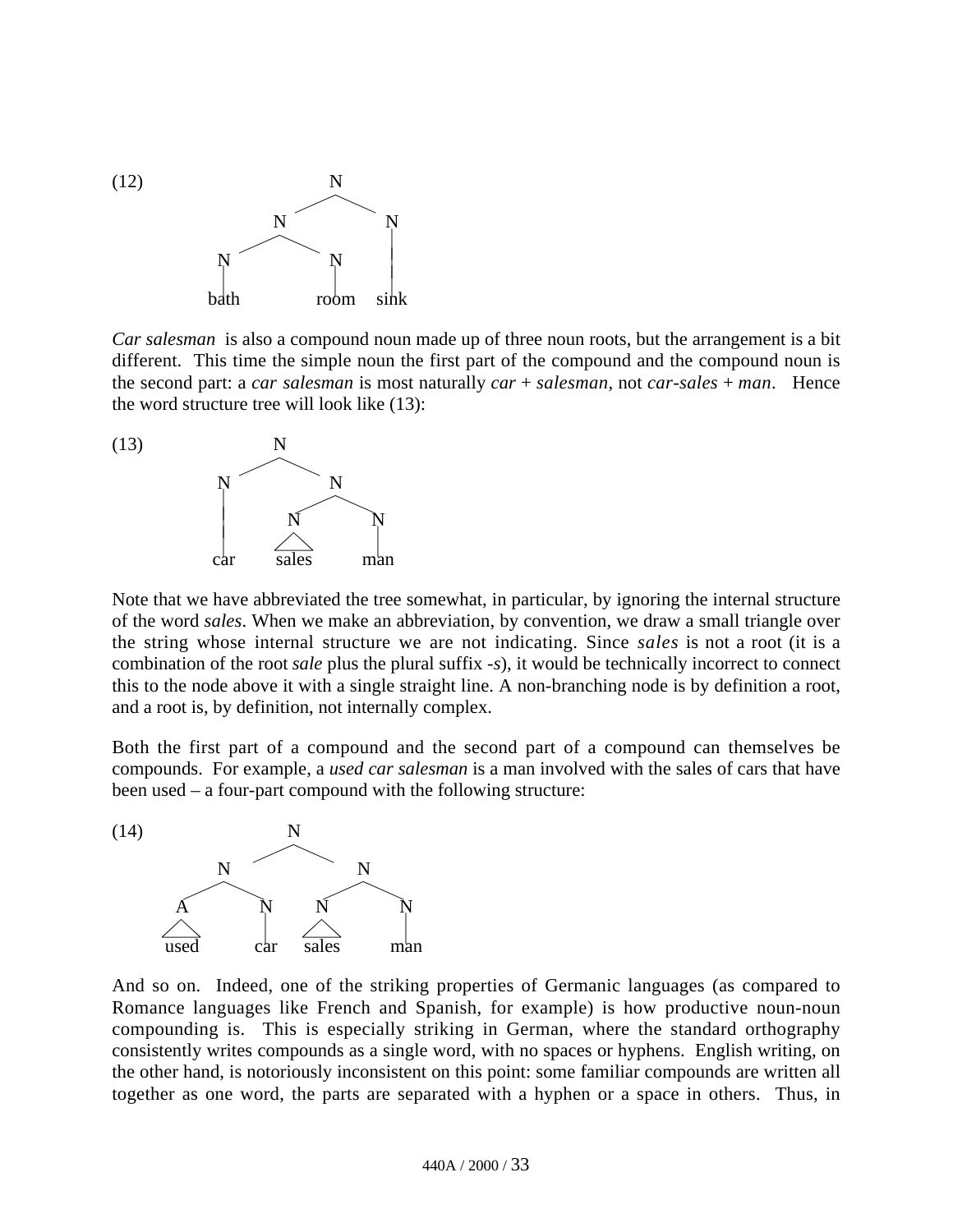(12)

```
                N
           /         \
          N           N
        /   \         |
       N     N        |
       |     |        |
      bath  room     sink
```

*Car salesman* is also a compound noun made up of three noun roots, but the arrangement is a bit different. This time the simple noun the first part of the compound and the compound noun is the second part: a *car salesman* is most naturally *car* + *salesman*, not *car-sales* + *man*. Hence the word structure tree will look like (13):

(13)

```
          N
       /     \
      N       N
      |     /   \
      |    N     N
      |   /\     |
     car sales  man
```

Note that we have abbreviated the tree somewhat, in particular, by ignoring the internal structure of the word *sales*. When we make an abbreviation, by convention, we draw a small triangle over the string whose internal structure we are not indicating. Since *sales* is not a root (it is a combination of the root *sale* plus the plural suffix *-s*), it would be technically incorrect to connect this to the node above it with a single straight line. A non-branching node is by definition a root, and a root is, by definition, not internally complex.

Both the first part of a compound and the second part of a compound can themselves be compounds. For example, a *used car salesman* is a man involved with the sales of cars that have been used – a four-part compound with the following structure:

(14)

```
                 N
          /             \
         N               N
       /   \           /   \
      A     N         N     N
     /\     |        /\     |
    used   car     sales   man
```

And so on. Indeed, one of the striking properties of Germanic languages (as compared to Romance languages like French and Spanish, for example) is how productive noun-noun compounding is. This is especially striking in German, where the standard orthography consistently writes compounds as a single word, with no spaces or hyphens. English writing, on the other hand, is notoriously inconsistent on this point: some familiar compounds are written all together as one word, the parts are separated with a hyphen or a space in others. Thus, in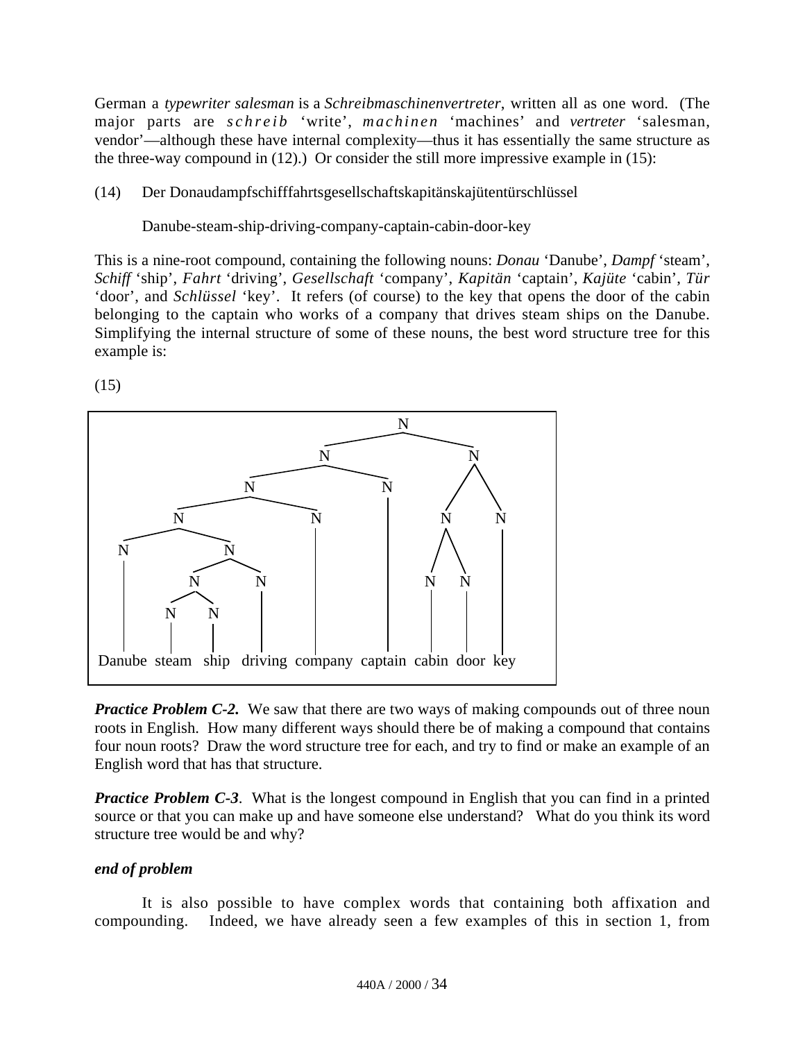German a *typewriter salesman* is a *Schreibmaschinenvertreter*, written all as one word. (The major parts are *schreib* 'write', *machinen* 'machines' and *vertreter* 'salesman, vendor'—although these have internal complexity—thus it has essentially the same structure as the three-way compound in (12).) Or consider the still more impressive example in (15):

(14) Der Donaudampfschifffahrtsgesellschaftskapitänskajütentürschlüssel

Danube-steam-ship-driving-company-captain-cabin-door-key

This is a nine-root compound, containing the following nouns: *Donau* 'Danube', *Dampf* 'steam', *Schiff* 'ship', *Fahrt* 'driving', *Gesellschaft* 'company', *Kapitän* 'captain', *Kajüte* 'cabin', *Tür* 'door', and *Schlüssel* 'key'. It refers (of course) to the key that opens the door of the cabin belonging to the captain who works of a company that drives steam ships on the Danube. Simplifying the internal structure of some of these nouns, the best word structure tree for this example is:

(15)

```
[N [N [N [N [N Danube] [N [N [N steam] [N ship]] [N driving]]] [N company]] [N captain]] [N [N [N cabin] [N door]] [N key]]]

Danube  steam  ship  driving  company  captain  cabin  door  key
```

***Practice Problem C-2.*** We saw that there are two ways of making compounds out of three noun roots in English. How many different ways should there be of making a compound that contains four noun roots? Draw the word structure tree for each, and try to find or make an example of an English word that has that structure.

***Practice Problem C-3***. What is the longest compound in English that you can find in a printed source or that you can make up and have someone else understand? What do you think its word structure tree would be and why?

***end of problem***

It is also possible to have complex words that containing both affixation and compounding. Indeed, we have already seen a few examples of this in section 1, from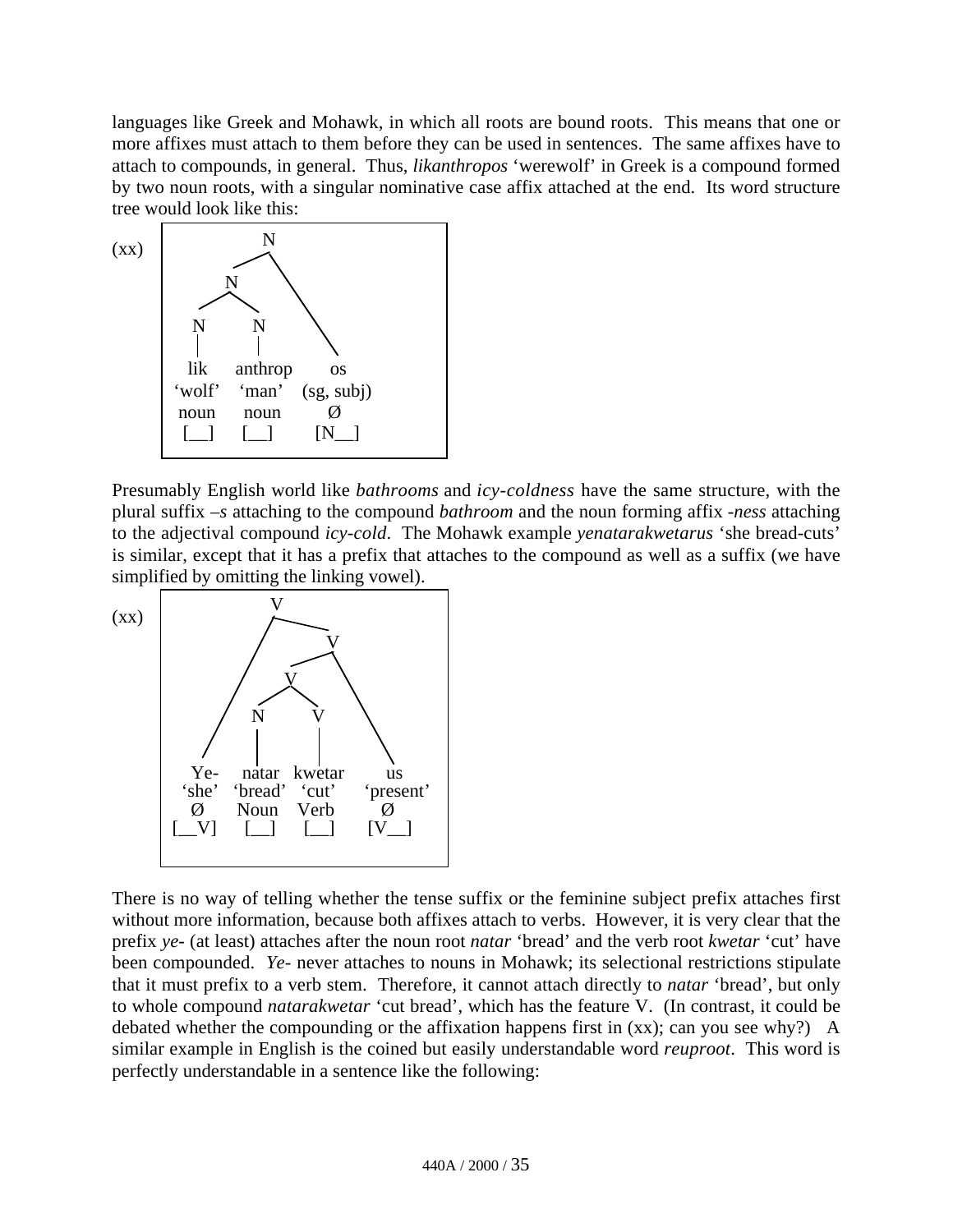languages like Greek and Mohawk, in which all roots are bound roots. This means that one or more affixes must attach to them before they can be used in sentences. The same affixes have to attach to compounds, in general. Thus, *likanthropos* 'werewolf' in Greek is a compound formed by two noun roots, with a singular nominative case affix attached at the end. Its word structure tree would look like this:

(xx)

```
            N
          /   \
         N     \
        / \     \
       N   N     \
       |   |      \
      lik  anthrop  os
    'wolf' 'man'  (sg, subj)
     noun  noun     Ø
     [__]  [__]   [N__]
```

Presumably English world like *bathrooms* and *icy-coldness* have the same structure, with the plural suffix –*s* attaching to the compound *bathroom* and the noun forming affix -*ness* attaching to the adjectival compound *icy-cold*. The Mohawk example *yenatarakwetarus* 'she bread-cuts' is similar, except that it has a prefix that attaches to the compound as well as a suffix (we have simplified by omitting the linking vowel).

(xx)

```
              V
            /   \
           /     V
          /     / \
         /     V   \
        /     / \   \
       /     N   V   \
      /      |   |    \
    Ye-   natar kwetar   us
   'she' 'bread' 'cut' 'present'
    Ø     Noun   Verb    Ø
   [__V]  [__]   [__]  [V__]
```

There is no way of telling whether the tense suffix or the feminine subject prefix attaches first without more information, because both affixes attach to verbs. However, it is very clear that the prefix *ye*- (at least) attaches after the noun root *natar* 'bread' and the verb root *kwetar* 'cut' have been compounded. *Ye*- never attaches to nouns in Mohawk; its selectional restrictions stipulate that it must prefix to a verb stem. Therefore, it cannot attach directly to *natar* 'bread', but only to whole compound *natarakwetar* 'cut bread', which has the feature V. (In contrast, it could be debated whether the compounding or the affixation happens first in (xx); can you see why?) A similar example in English is the coined but easily understandable word *reuproot*. This word is perfectly understandable in a sentence like the following: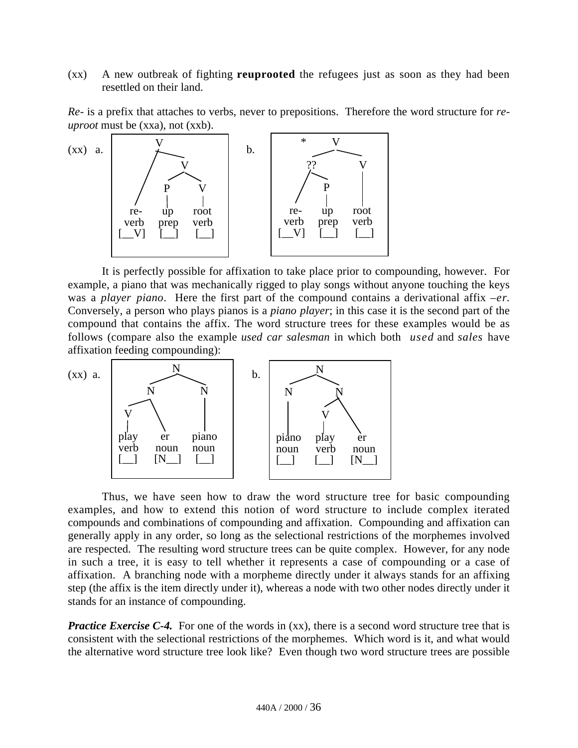(xx) A new outbreak of fighting **reuprooted** the refugees just as soon as they had been resettled on their land.

*Re-* is a prefix that attaches to verbs, never to prepositions. Therefore the word structure for *re-uproot* must be (xxa), not (xxb).

(xx) a.

```
        V
       / \
      /   V
     /   / \
    /   P   V
   /    |   |
 re-   up  root
 verb  prep verb
 [__V] [__] [__]
```

b.

```
    *     V
        /   \
      ??     V
     /  \    |
    /    P   |
   /     |   |
 re-    up  root
 verb  prep verb
 [__V] [__] [__]
```

It is perfectly possible for affixation to take place prior to compounding, however. For example, a piano that was mechanically rigged to play songs without anyone touching the keys was a *player piano*. Here the first part of the compound contains a derivational affix *–er*. Conversely, a person who plays pianos is a *piano player*; in this case it is the second part of the compound that contains the affix. The word structure trees for these examples would be as follows (compare also the example *used car salesman* in which both *used* and *sales* have affixation feeding compounding):

(xx) a.

```
          N
        /   \
       N     N
      / \    |
     V   \   |
     |    \  |
   play   er  piano
   verb  noun noun
   [__]  [N__] [__]
```

b.

```
        N
      /   \
     N     N
     |    / \
     |   V   \
     |   |    \
  piano play   er
  noun  verb  noun
  [__]  [__]  [N__]
```

Thus, we have seen how to draw the word structure tree for basic compounding examples, and how to extend this notion of word structure to include complex iterated compounds and combinations of compounding and affixation. Compounding and affixation can generally apply in any order, so long as the selectional restrictions of the morphemes involved are respected. The resulting word structure trees can be quite complex. However, for any node in such a tree, it is easy to tell whether it represents a case of compounding or a case of affixation. A branching node with a morpheme directly under it always stands for an affixing step (the affix is the item directly under it), whereas a node with two other nodes directly under it stands for an instance of compounding.

***Practice Exercise C-4.*** For one of the words in (xx), there is a second word structure tree that is consistent with the selectional restrictions of the morphemes. Which word is it, and what would the alternative word structure tree look like? Even though two word structure trees are possible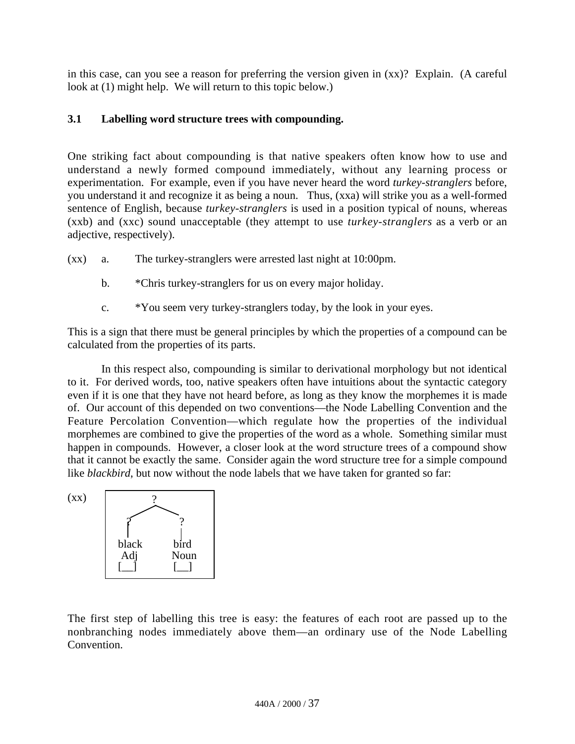in this case, can you see a reason for preferring the version given in (xx)? Explain. (A careful look at (1) might help. We will return to this topic below.)

### 3.1 Labelling word structure trees with compounding.

One striking fact about compounding is that native speakers often know how to use and understand a newly formed compound immediately, without any learning process or experimentation. For example, even if you have never heard the word *turkey-stranglers* before, you understand it and recognize it as being a noun. Thus, (xxa) will strike you as a well-formed sentence of English, because *turkey-stranglers* is used in a position typical of nouns, whereas (xxb) and (xxc) sound unacceptable (they attempt to use *turkey-stranglers* as a verb or an adjective, respectively).

(xx) a. The turkey-stranglers were arrested last night at 10:00pm.

b. *Chris turkey-stranglers for us on every major holiday.

c. *You seem very turkey-stranglers today, by the look in your eyes.

This is a sign that there must be general principles by which the properties of a compound can be calculated from the properties of its parts.

In this respect also, compounding is similar to derivational morphology but not identical to it. For derived words, too, native speakers often have intuitions about the syntactic category even if it is one that they have not heard before, as long as they know the morphemes it is made of. Our account of this depended on two conventions—the Node Labelling Convention and the Feature Percolation Convention—which regulate how the properties of the individual morphemes are combined to give the properties of the word as a whole. Something similar must happen in compounds. However, a closer look at the word structure trees of a compound show that it cannot be exactly the same. Consider again the word structure tree for a simple compound like *blackbird*, but now without the node labels that we have taken for granted so far:

(xx)

```
        ?
      /   \
     ?     ?
     |     |
   black  bird
    Adj   Noun
    [__]  [__]
```

The first step of labelling this tree is easy: the features of each root are passed up to the nonbranching nodes immediately above them—an ordinary use of the Node Labelling Convention.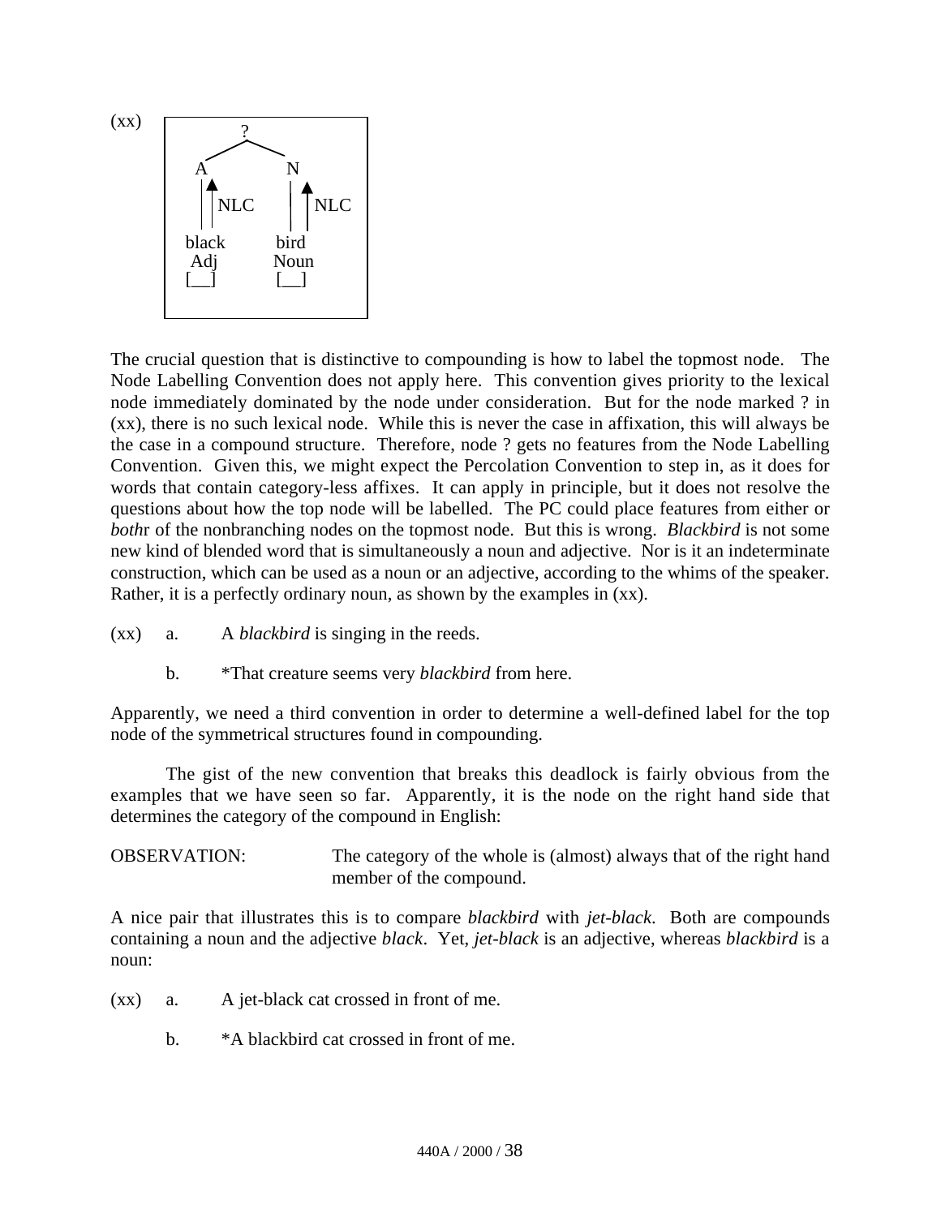(xx)

```
          ?
       /     \
      A       N
     ||↑      |↑
     || NLC   || NLC
    black    bird
     Adj     Noun
     [__]    [__]
```

The crucial question that is distinctive to compounding is how to label the topmost node. The Node Labelling Convention does not apply here. This convention gives priority to the lexical node immediately dominated by the node under consideration. But for the node marked ? in (xx), there is no such lexical node. While this is never the case in affixation, this will always be the case in a compound structure. Therefore, node ? gets no features from the Node Labelling Convention. Given this, we might expect the Percolation Convention to step in, as it does for words that contain category-less affixes. It can apply in principle, but it does not resolve the questions about how the top node will be labelled. The PC could place features from either or *both*r of the nonbranching nodes on the topmost node. But this is wrong. *Blackbird* is not some new kind of blended word that is simultaneously a noun and adjective. Nor is it an indeterminate construction, which can be used as a noun or an adjective, according to the whims of the speaker. Rather, it is a perfectly ordinary noun, as shown by the examples in (xx).

(xx) a. A *blackbird* is singing in the reeds.

b. *That creature seems very *blackbird* from here.

Apparently, we need a third convention in order to determine a well-defined label for the top node of the symmetrical structures found in compounding.

The gist of the new convention that breaks this deadlock is fairly obvious from the examples that we have seen so far. Apparently, it is the node on the right hand side that determines the category of the compound in English:

OBSERVATION: The category of the whole is (almost) always that of the right hand member of the compound.

A nice pair that illustrates this is to compare *blackbird* with *jet-black*. Both are compounds containing a noun and the adjective *black*. Yet, *jet-black* is an adjective, whereas *blackbird* is a noun:

(xx) a. A jet-black cat crossed in front of me.

b. *A blackbird cat crossed in front of me.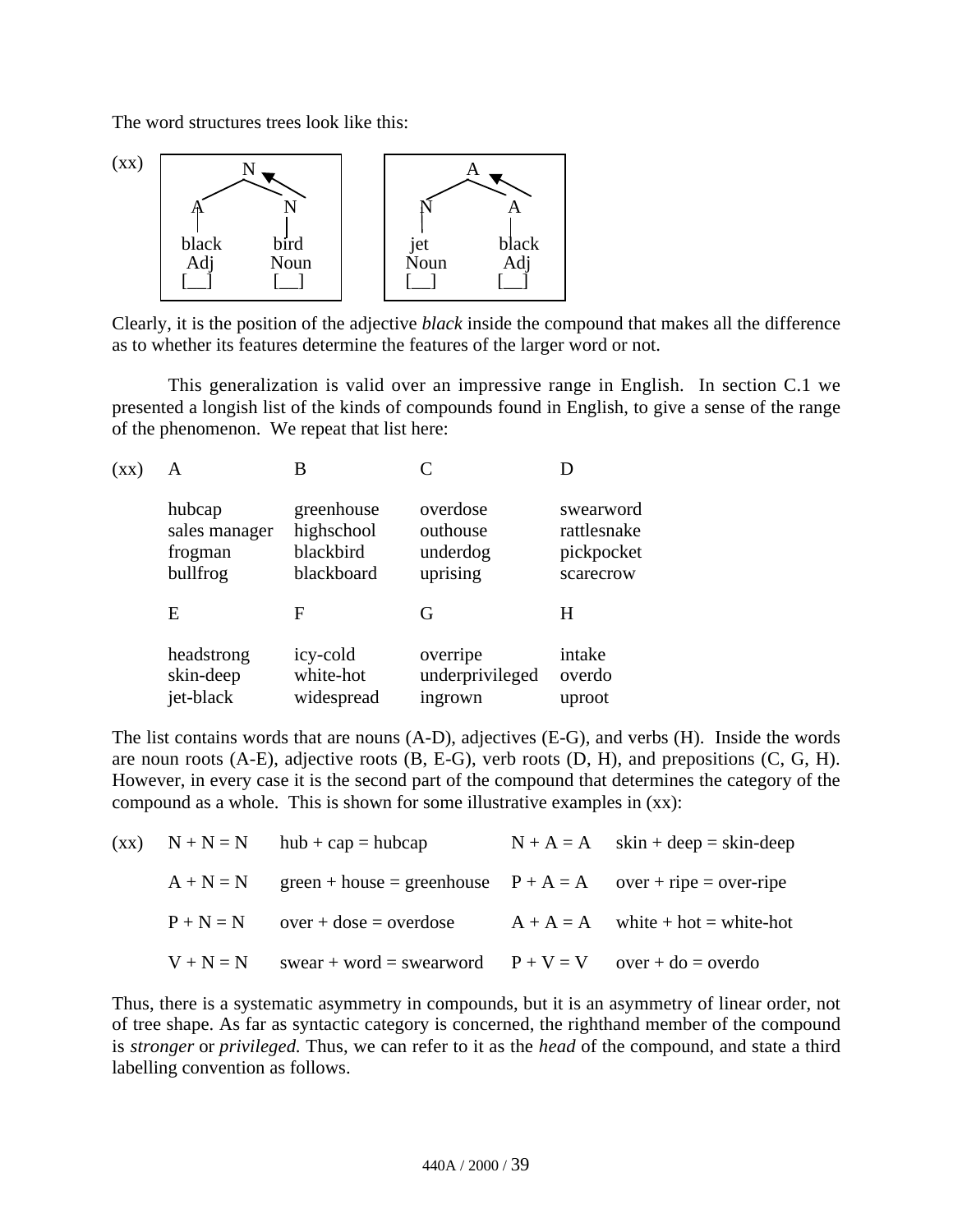The word structures trees look like this:

(xx)

```
        N ◄                     A ◄
      /   \                   /   \
     A     N                 N     A
     |     |                 |     |
   black  bird              jet   black
    Adj   Noun              Noun   Adj
    [__]  [__]              [__]  [__]
```

Clearly, it is the position of the adjective *black* inside the compound that makes all the difference as to whether its features determine the features of the larger word or not.

This generalization is valid over an impressive range in English. In section C.1 we presented a longish list of the kinds of compounds found in English, to give a sense of the range of the phenomenon. We repeat that list here:

(xx)

| A | B | C | D |
|---|---|---|---|
| hubcap | greenhouse | overdose | swearword |
| sales manager | highschool | outhouse | rattlesnake |
| frogman | blackbird | underdog | pickpocket |
| bullfrog | blackboard | uprising | scarecrow |

| E | F | G | H |
|---|---|---|---|
| headstrong | icy-cold | overripe | intake |
| skin-deep | white-hot | underprivileged | overdo |
| jet-black | widespread | ingrown | uproot |

The list contains words that are nouns (A-D), adjectives (E-G), and verbs (H). Inside the words are noun roots (A-E), adjective roots (B, E-G), verb roots (D, H), and prepositions (C, G, H). However, in every case it is the second part of the compound that determines the category of the compound as a whole. This is shown for some illustrative examples in (xx):

(xx)

| | | | |
|---|---|---|---|
| N + N = N | hub + cap = hubcap | N + A = A | skin + deep = skin-deep |
| A + N = N | green + house = greenhouse | P + A = A | over + ripe = over-ripe |
| P + N = N | over + dose = overdose | A + A = A | white + hot = white-hot |
| V + N = N | swear + word = swearword | P + V = V | over + do = overdo |

Thus, there is a systematic asymmetry in compounds, but it is an asymmetry of linear order, not of tree shape. As far as syntactic category is concerned, the righthand member of the compound is *stronger* or *privileged*. Thus, we can refer to it as the *head* of the compound, and state a third labelling convention as follows.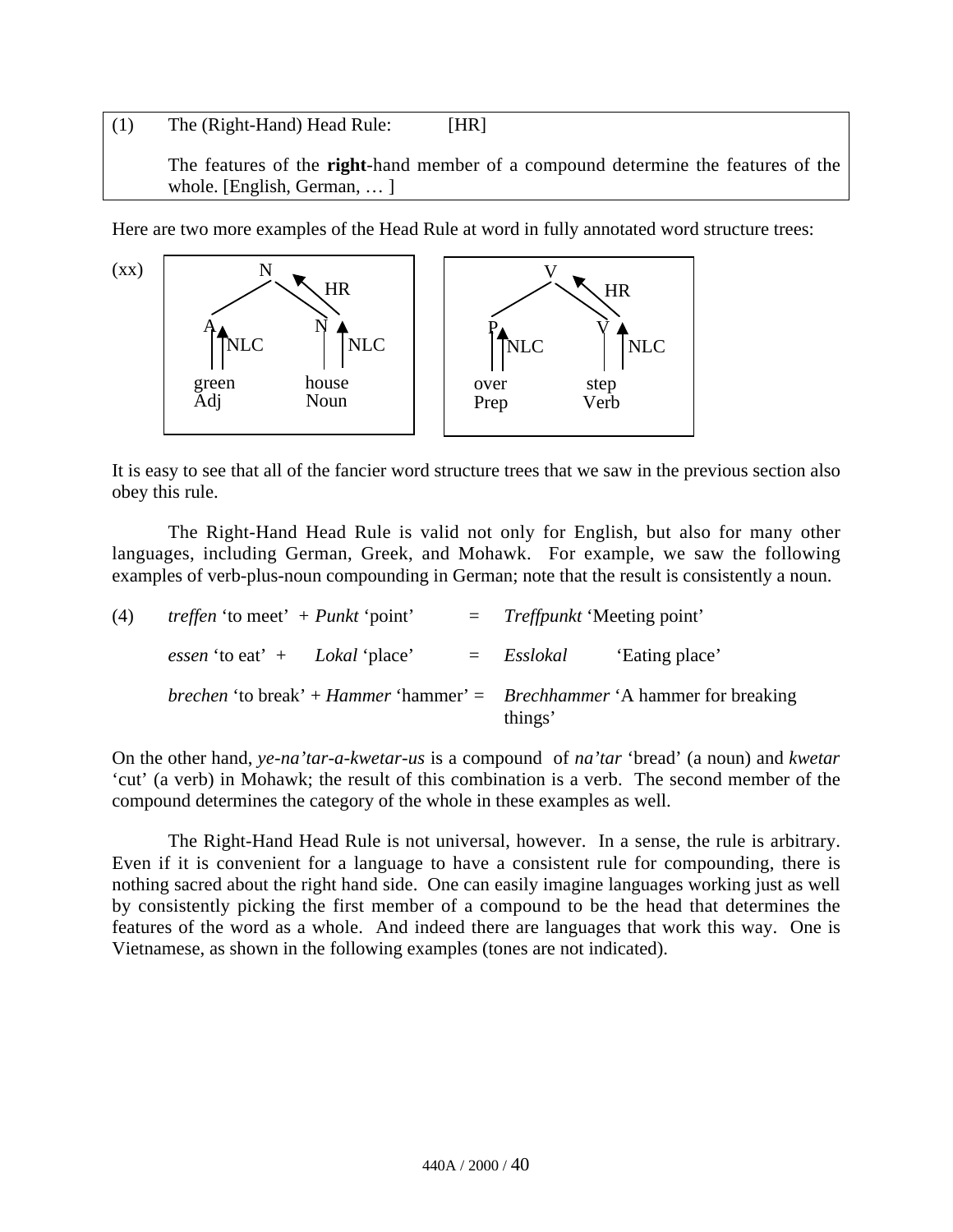(1) The (Right-Hand) Head Rule: [HR]

The features of the **right**-hand member of a compound determine the features of the whole. [English, German, … ]

Here are two more examples of the Head Rule at word in fully annotated word structure trees:

(xx)

```
        N                              V
       / \  HR                        / \  HR
      A   N                          P   V
      |NLC |NLC                      |NLC |NLC
   green  house                    over  step
   Adj    Noun                     Prep  Verb
```

It is easy to see that all of the fancier word structure trees that we saw in the previous section also obey this rule.

The Right-Hand Head Rule is valid not only for English, but also for many other languages, including German, Greek, and Mohawk. For example, we saw the following examples of verb-plus-noun compounding in German; note that the result is consistently a noun.

(4) *treffen* 'to meet' + *Punkt* 'point' = *Treffpunkt* 'Meeting point'

*essen* 'to eat' + *Lokal* 'place' = *Esslokal* 'Eating place'

*brechen* 'to break' + *Hammer* 'hammer' = *Brechhammer* 'A hammer for breaking things'

On the other hand, *ye-na'tar-a-kwetar-us* is a compound of *na'tar* 'bread' (a noun) and *kwetar* 'cut' (a verb) in Mohawk; the result of this combination is a verb. The second member of the compound determines the category of the whole in these examples as well.

The Right-Hand Head Rule is not universal, however. In a sense, the rule is arbitrary. Even if it is convenient for a language to have a consistent rule for compounding, there is nothing sacred about the right hand side. One can easily imagine languages working just as well by consistently picking the first member of a compound to be the head that determines the features of the word as a whole. And indeed there are languages that work this way. One is Vietnamese, as shown in the following examples (tones are not indicated).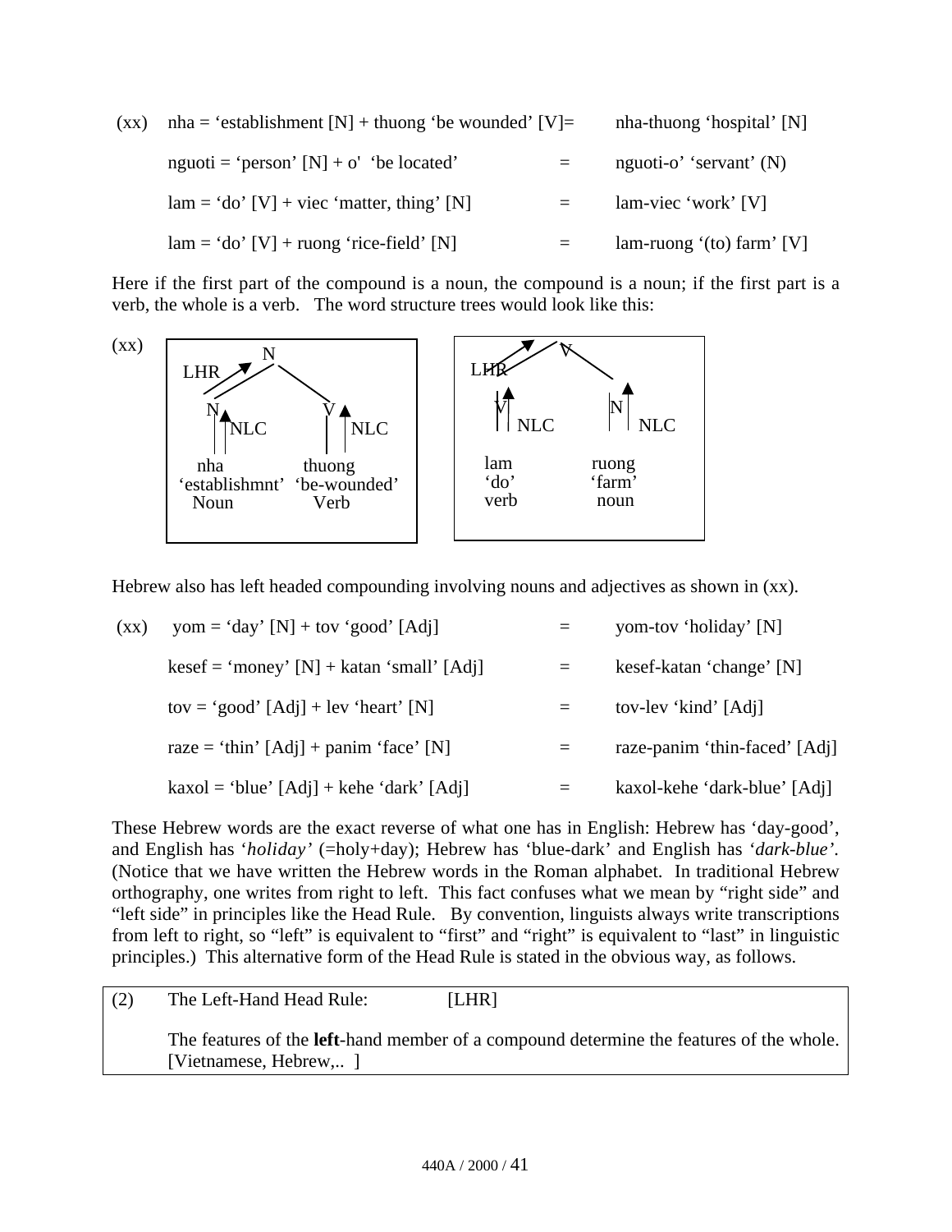(xx) nha = 'establishment [N] + thuong 'be wounded' [V]= nha-thuong 'hospital' [N]

nguoti = 'person' [N] + o' 'be located' = nguoti-o' 'servant' (N)

lam = 'do' [V] + viec 'matter, thing' [N] = lam-viec 'work' [V]

lam = 'do' [V] + ruong 'rice-field' [N] = lam-ruong '(to) farm' [V]

Here if the first part of the compound is a noun, the compound is a noun; if the first part is a verb, the whole is a verb. The word structure trees would look like this:

(xx)

```
        N                              V
 LHR  /   \                     LHR  /   \
     N     V                        V     N
     | NLC | NLC                    | NLC | NLC
    nha          thuong            lam          ruong
'establishmnt' 'be-wounded'        'do'         'farm'
   Noun          Verb              verb          noun
```

Hebrew also has left headed compounding involving nouns and adjectives as shown in (xx).

(xx) yom = 'day' [N] + tov 'good' [Adj] = yom-tov 'holiday' [N]

kesef = 'money' [N] + katan 'small' [Adj] = kesef-katan 'change' [N]

tov = 'good' [Adj] + lev 'heart' [N] = tov-lev 'kind' [Adj]

raze = 'thin' [Adj] + panim 'face' [N] = raze-panim 'thin-faced' [Adj]

kaxol = 'blue' [Adj] + kehe 'dark' [Adj] = kaxol-kehe 'dark-blue' [Adj]

These Hebrew words are the exact reverse of what one has in English: Hebrew has 'day-good', and English has '*holiday'* (=holy+day); Hebrew has 'blue-dark' and English has '*dark-blue'*. (Notice that we have written the Hebrew words in the Roman alphabet. In traditional Hebrew orthography, one writes from right to left. This fact confuses what we mean by "right side" and "left side" in principles like the Head Rule. By convention, linguists always write transcriptions from left to right, so "left" is equivalent to "first" and "right" is equivalent to "last" in linguistic principles.) This alternative form of the Head Rule is stated in the obvious way, as follows.

| (2) | The Left-Hand Head Rule: [LHR] |
|---|---|
| | The features of the **left**-hand member of a compound determine the features of the whole. [Vietnamese, Hebrew,.. ] |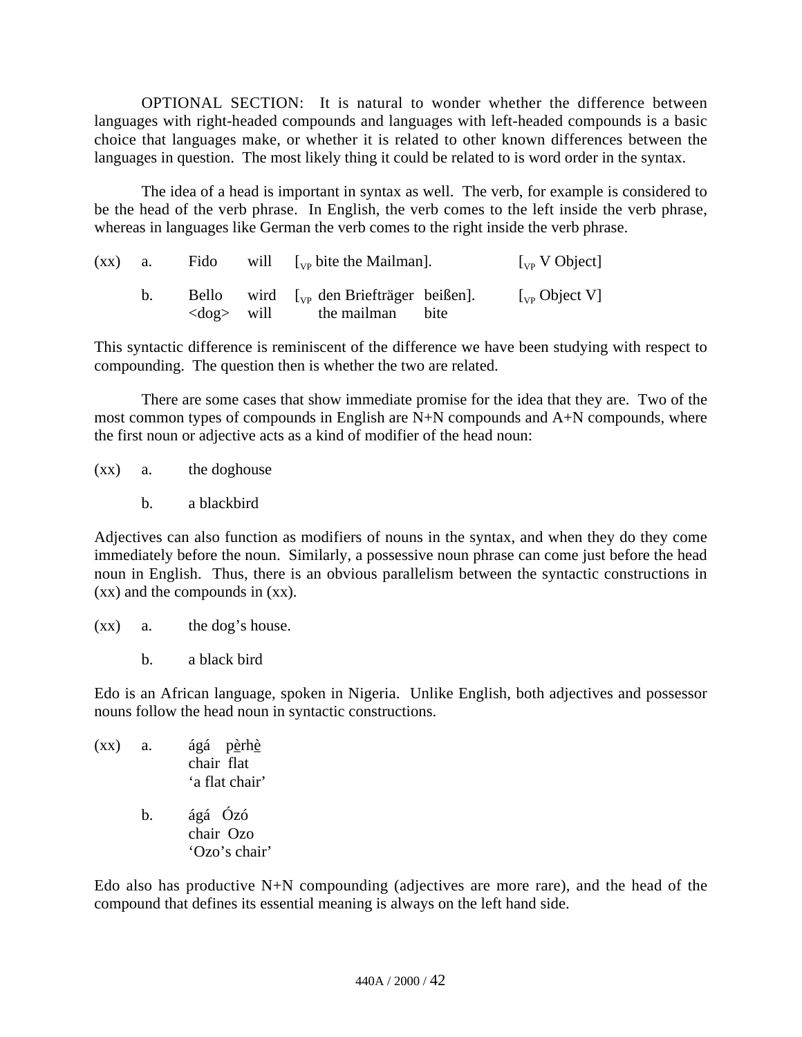OPTIONAL SECTION: It is natural to wonder whether the difference between languages with right-headed compounds and languages with left-headed compounds is a basic choice that languages make, or whether it is related to other known differences between the languages in question. The most likely thing it could be related to is word order in the syntax.

The idea of a head is important in syntax as well. The verb, for example is considered to be the head of the verb phrase. In English, the verb comes to the left inside the verb phrase, whereas in languages like German the verb comes to the right inside the verb phrase.

(xx) a. Fido will [$_{VP}$ bite the Mailman]. [$_{VP}$ V Object]

b. Bello wird [$_{VP}$ den Briefträger beißen]. [$_{VP}$ Object V]
   <dog> will the mailman bite

This syntactic difference is reminiscent of the difference we have been studying with respect to compounding. The question then is whether the two are related.

There are some cases that show immediate promise for the idea that they are. Two of the most common types of compounds in English are N+N compounds and A+N compounds, where the first noun or adjective acts as a kind of modifier of the head noun:

(xx) a. the doghouse

b. a blackbird

Adjectives can also function as modifiers of nouns in the syntax, and when they do they come immediately before the noun. Similarly, a possessive noun phrase can come just before the head noun in English. Thus, there is an obvious parallelism between the syntactic constructions in (xx) and the compounds in (xx).

(xx) a. the dog's house.

b. a black bird

Edo is an African language, spoken in Nigeria. Unlike English, both adjectives and possessor nouns follow the head noun in syntactic constructions.

(xx) a. ágá pè̱rhè̱
   chair flat
   'a flat chair'

b. ágá Ózó
   chair Ozo
   'Ozo's chair'

Edo also has productive N+N compounding (adjectives are more rare), and the head of the compound that defines its essential meaning is always on the left hand side.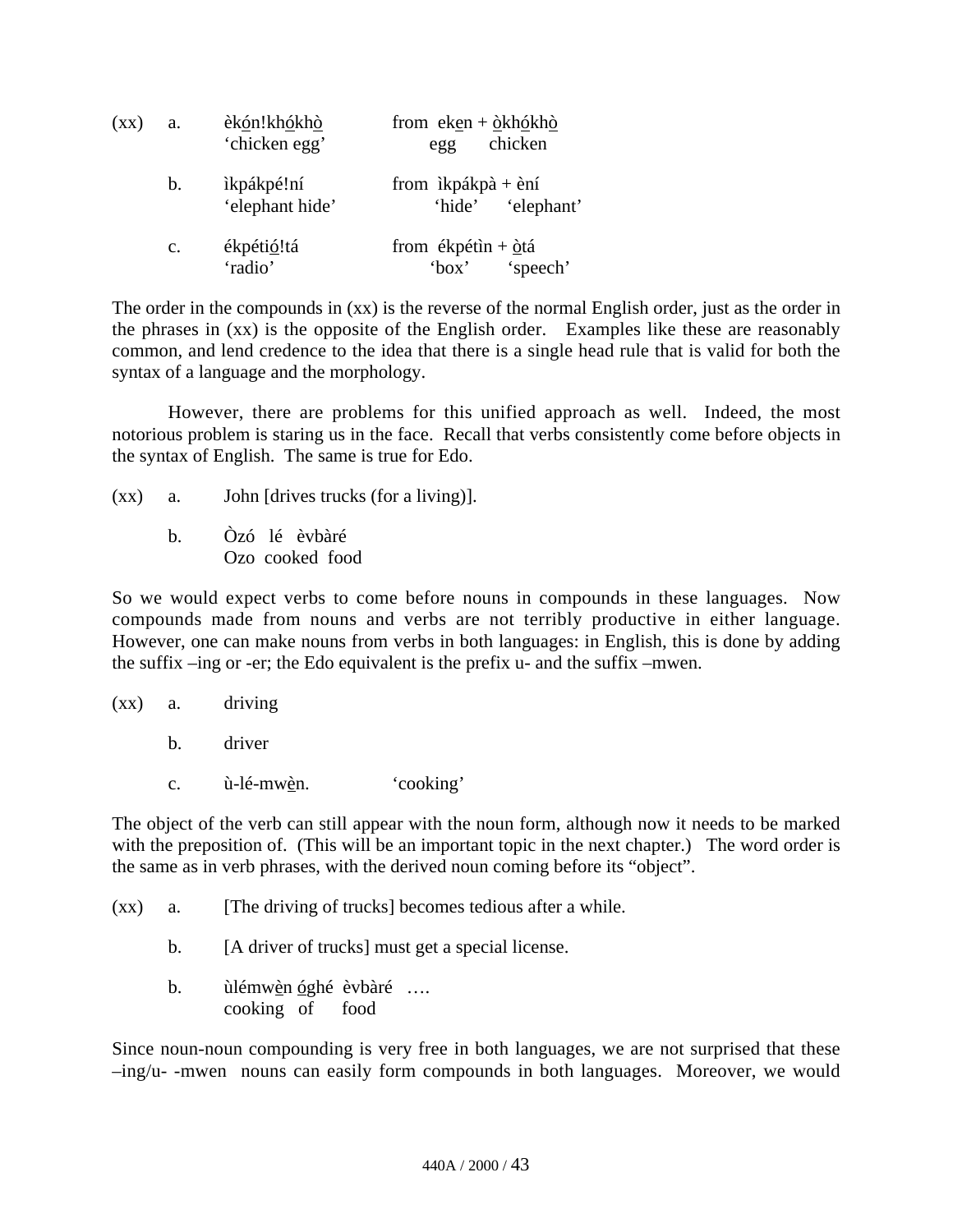(xx) a. èk<u>ó</u>n!kh<u>ó</u>kh<u>ò</u> from ek<u>e</u>n + <u>ò</u>kh<u>ó</u>kh<u>ò</u>
 ‘chicken egg’ egg chicken

 b. ìkpákpé!ní from ìkpákpà + èní
 ‘elephant hide’ ‘hide’ ‘elephant’

 c. ékpéti<u>ó</u>!tá from ékpétìn + <u>ò</u>tá
 ‘radio’ ‘box’ ‘speech’

The order in the compounds in (xx) is the reverse of the normal English order, just as the order in the phrases in (xx) is the opposite of the English order. Examples like these are reasonably common, and lend credence to the idea that there is a single head rule that is valid for both the syntax of a language and the morphology.

However, there are problems for this unified approach as well. Indeed, the most notorious problem is staring us in the face. Recall that verbs consistently come before objects in the syntax of English. The same is true for Edo.

(xx) a. John [drives trucks (for a living)].

 b. Òzó lé èvbàré
 Ozo cooked food

So we would expect verbs to come before nouns in compounds in these languages. Now compounds made from nouns and verbs are not terribly productive in either language. However, one can make nouns from verbs in both languages: in English, this is done by adding the suffix –ing or -er; the Edo equivalent is the prefix u- and the suffix –mwen.

(xx) a. driving

 b. driver

 c. ù-lé-mw<u>è</u>n. ‘cooking’

The object of the verb can still appear with the noun form, although now it needs to be marked with the preposition of. (This will be an important topic in the next chapter.) The word order is the same as in verb phrases, with the derived noun coming before its “object”.

(xx) a. [The driving of trucks] becomes tedious after a while.

 b. [A driver of trucks] must get a special license.

 b. ùlémw<u>è</u>n <u>ó</u>ghé èvbàré ….
 cooking of food

Since noun-noun compounding is very free in both languages, we are not surprised that these –ing/u- -mwen nouns can easily form compounds in both languages. Moreover, we would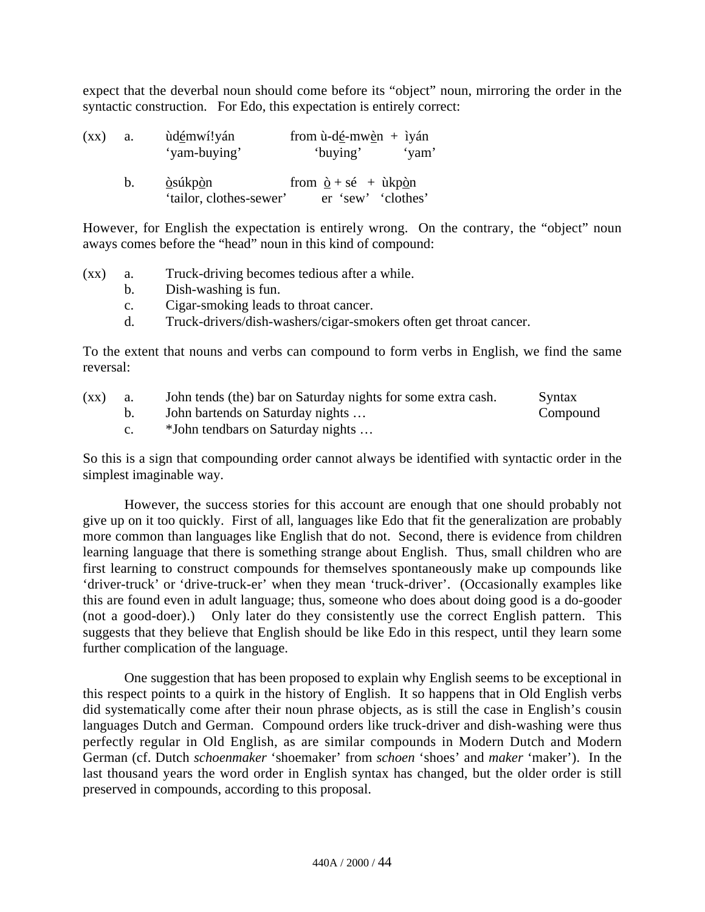expect that the deverbal noun should come before its "object" noun, mirroring the order in the syntactic construction. For Edo, this expectation is entirely correct:

(xx) a. ùdé̱mwí!yán &nbsp;&nbsp;&nbsp;&nbsp; from ù-dé̱-mwè̱n + ìyán
&nbsp;&nbsp;&nbsp;&nbsp;&nbsp;&nbsp;&nbsp;&nbsp;'yam-buying' &nbsp;&nbsp;&nbsp;&nbsp;&nbsp;&nbsp;&nbsp;&nbsp;'buying' &nbsp;&nbsp;&nbsp;&nbsp;'yam'

&nbsp;&nbsp;&nbsp;&nbsp;&nbsp;&nbsp;b. ò̱súkpò̱n &nbsp;&nbsp;&nbsp;&nbsp; from ò̱ + sé + ùkpò̱n
&nbsp;&nbsp;&nbsp;&nbsp;&nbsp;&nbsp;&nbsp;&nbsp;'tailor, clothes-sewer' &nbsp;&nbsp;&nbsp;&nbsp;er 'sew' 'clothes'

However, for English the expectation is entirely wrong. On the contrary, the "object" noun aways comes before the "head" noun in this kind of compound:

(xx) a. Truck-driving becomes tedious after a while.
&nbsp;&nbsp;&nbsp;&nbsp;&nbsp;&nbsp;b. Dish-washing is fun.
&nbsp;&nbsp;&nbsp;&nbsp;&nbsp;&nbsp;c. Cigar-smoking leads to throat cancer.
&nbsp;&nbsp;&nbsp;&nbsp;&nbsp;&nbsp;d. Truck-drivers/dish-washers/cigar-smokers often get throat cancer.

To the extent that nouns and verbs can compound to form verbs in English, we find the same reversal:

(xx) a. John tends (the) bar on Saturday nights for some extra cash. &nbsp;&nbsp;&nbsp;&nbsp; Syntax
&nbsp;&nbsp;&nbsp;&nbsp;&nbsp;&nbsp;b. John bartends on Saturday nights … &nbsp;&nbsp;&nbsp;&nbsp; Compound
&nbsp;&nbsp;&nbsp;&nbsp;&nbsp;&nbsp;c. *John tendbars on Saturday nights …

So this is a sign that compounding order cannot always be identified with syntactic order in the simplest imaginable way.

However, the success stories for this account are enough that one should probably not give up on it too quickly. First of all, languages like Edo that fit the generalization are probably more common than languages like English that do not. Second, there is evidence from children learning language that there is something strange about English. Thus, small children who are first learning to construct compounds for themselves spontaneously make up compounds like 'driver-truck' or 'drive-truck-er' when they mean 'truck-driver'. (Occasionally examples like this are found even in adult language; thus, someone who does about doing good is a do-gooder (not a good-doer).) Only later do they consistently use the correct English pattern. This suggests that they believe that English should be like Edo in this respect, until they learn some further complication of the language.

One suggestion that has been proposed to explain why English seems to be exceptional in this respect points to a quirk in the history of English. It so happens that in Old English verbs did systematically come after their noun phrase objects, as is still the case in English's cousin languages Dutch and German. Compound orders like truck-driver and dish-washing were thus perfectly regular in Old English, as are similar compounds in Modern Dutch and Modern German (cf. Dutch *schoenmaker* 'shoemaker' from *schoen* 'shoes' and *maker* 'maker'). In the last thousand years the word order in English syntax has changed, but the older order is still preserved in compounds, according to this proposal.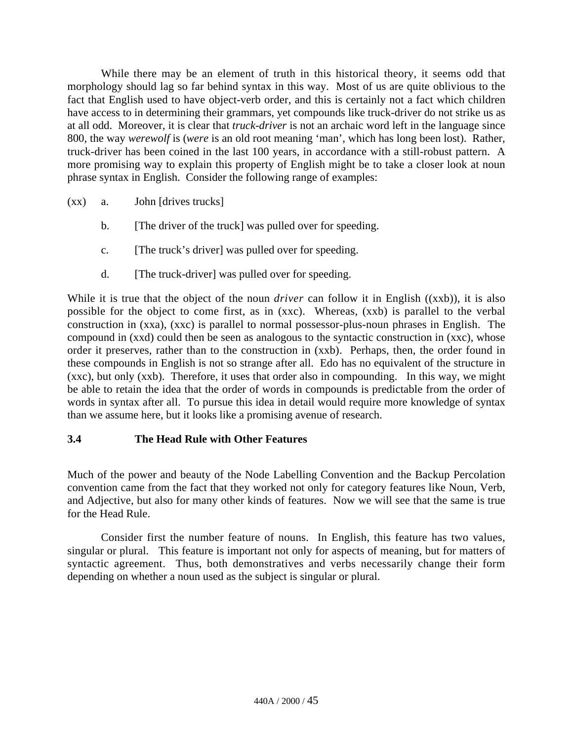While there may be an element of truth in this historical theory, it seems odd that morphology should lag so far behind syntax in this way. Most of us are quite oblivious to the fact that English used to have object-verb order, and this is certainly not a fact which children have access to in determining their grammars, yet compounds like truck-driver do not strike us as at all odd. Moreover, it is clear that *truck-driver* is not an archaic word left in the language since 800, the way *werewolf* is (*were* is an old root meaning 'man', which has long been lost). Rather, truck-driver has been coined in the last 100 years, in accordance with a still-robust pattern. A more promising way to explain this property of English might be to take a closer look at noun phrase syntax in English. Consider the following range of examples:

(xx)
- a. John [drives trucks]
- b. [The driver of the truck] was pulled over for speeding.
- c. [The truck's driver] was pulled over for speeding.
- d. [The truck-driver] was pulled over for speeding.

While it is true that the object of the noun *driver* can follow it in English ((xxb)), it is also possible for the object to come first, as in (xxc). Whereas, (xxb) is parallel to the verbal construction in (xxa), (xxc) is parallel to normal possessor-plus-noun phrases in English. The compound in (xxd) could then be seen as analogous to the syntactic construction in (xxc), whose order it preserves, rather than to the construction in (xxb). Perhaps, then, the order found in these compounds in English is not so strange after all. Edo has no equivalent of the structure in (xxc), but only (xxb). Therefore, it uses that order also in compounding. In this way, we might be able to retain the idea that the order of words in compounds is predictable from the order of words in syntax after all. To pursue this idea in detail would require more knowledge of syntax than we assume here, but it looks like a promising avenue of research.

### 3.4 The Head Rule with Other Features

Much of the power and beauty of the Node Labelling Convention and the Backup Percolation convention came from the fact that they worked not only for category features like Noun, Verb, and Adjective, but also for many other kinds of features. Now we will see that the same is true for the Head Rule.

Consider first the number feature of nouns. In English, this feature has two values, singular or plural. This feature is important not only for aspects of meaning, but for matters of syntactic agreement. Thus, both demonstratives and verbs necessarily change their form depending on whether a noun used as the subject is singular or plural.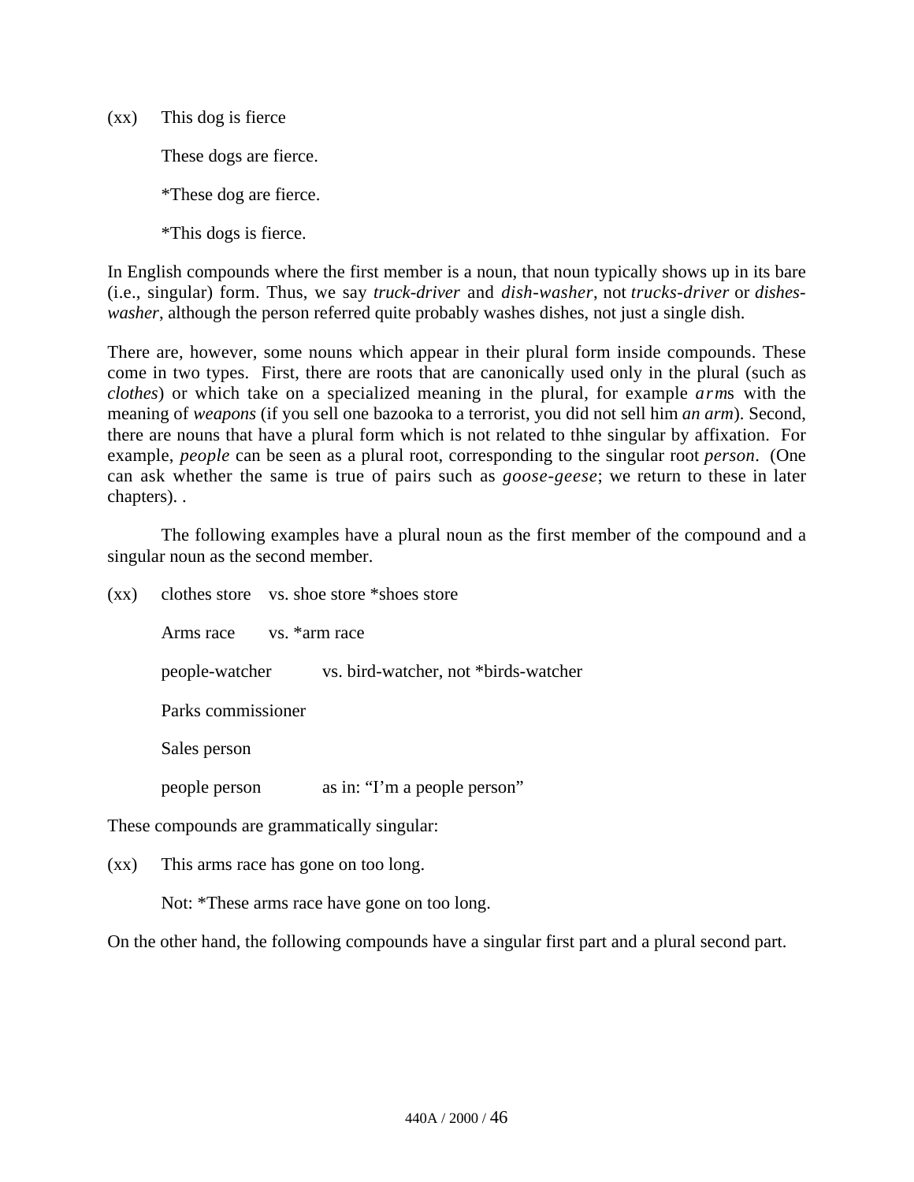(xx) This dog is fierce

These dogs are fierce.

*These dog are fierce.

*This dogs is fierce.

In English compounds where the first member is a noun, that noun typically shows up in its bare (i.e., singular) form. Thus, we say *truck-driver* and *dish-washer*, not *trucks-driver* or *dishes-washer*, although the person referred quite probably washes dishes, not just a single dish.

There are, however, some nouns which appear in their plural form inside compounds. These come in two types. First, there are roots that are canonically used only in the plural (such as *clothes*) or which take on a specialized meaning in the plural, for example *arm*s with the meaning of *weapons* (if you sell one bazooka to a terrorist, you did not sell him *an arm*). Second, there are nouns that have a plural form which is not related to thhe singular by affixation. For example, *people* can be seen as a plural root, corresponding to the singular root *person*. (One can ask whether the same is true of pairs such as *goose-geese*; we return to these in later chapters). .

The following examples have a plural noun as the first member of the compound and a singular noun as the second member.

(xx) clothes store vs. shoe store *shoes store

Arms race vs. *arm race

people-watcher vs. bird-watcher, not *birds-watcher

Parks commissioner

Sales person

people person as in: “I’m a people person”

These compounds are grammatically singular:

(xx) This arms race has gone on too long.

Not: *These arms race have gone on too long.

On the other hand, the following compounds have a singular first part and a plural second part.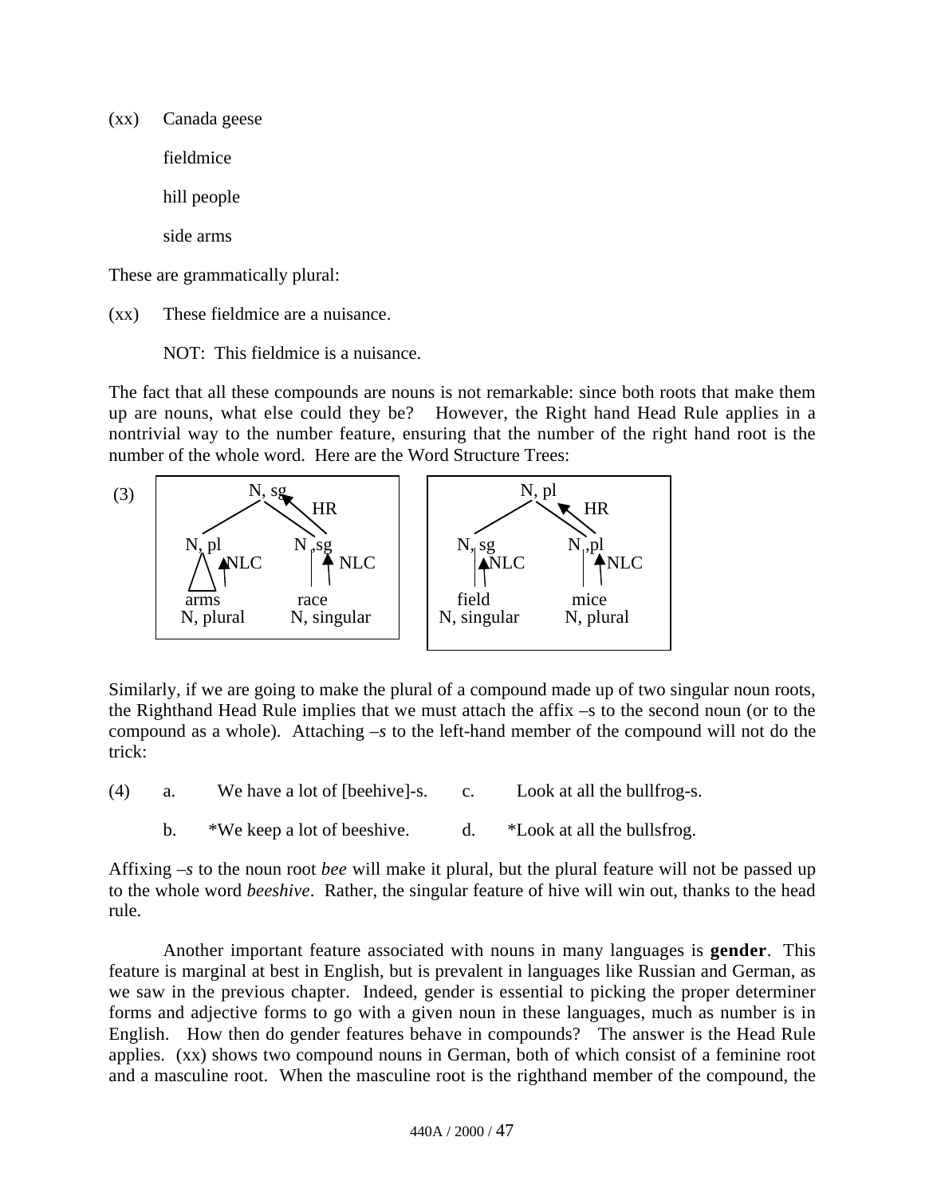(xx) Canada geese

fieldmice

hill people

side arms

These are grammatically plural:

(xx) These fieldmice are a nuisance.

NOT: This fieldmice is a nuisance.

The fact that all these compounds are nouns is not remarkable: since both roots that make them up are nouns, what else could they be? However, the Right hand Head Rule applies in a nontrivial way to the number feature, ensuring that the number of the right hand root is the number of the whole word. Here are the Word Structure Trees:

(3)

```
            N, sg                              N, pl
           /     ↖ HR                         /     ↖ HR
       N, pl      N ,sg                   N, sg      N ,pl
       ↑NLC       ↑ NLC                   ↑NLC       ↑NLC
       arms       race                    field      mice
    N, plural   N, singular           N, singular   N, plural
```

Similarly, if we are going to make the plural of a compound made up of two singular noun roots, the Righthand Head Rule implies that we must attach the affix –s to the second noun (or to the compound as a whole). Attaching –*s* to the left-hand member of the compound will not do the trick:

(4) a. We have a lot of [beehive]-s. c. Look at all the bullfrog-s.

b. *We keep a lot of beeshive. d. *Look at all the bullsfrog.

Affixing –*s* to the noun root *bee* will make it plural, but the plural feature will not be passed up to the whole word *beeshive*. Rather, the singular feature of hive will win out, thanks to the head rule.

Another important feature associated with nouns in many languages is **gender**. This feature is marginal at best in English, but is prevalent in languages like Russian and German, as we saw in the previous chapter. Indeed, gender is essential to picking the proper determiner forms and adjective forms to go with a given noun in these languages, much as number is in English. How then do gender features behave in compounds? The answer is the Head Rule applies. (xx) shows two compound nouns in German, both of which consist of a feminine root and a masculine root. When the masculine root is the righthand member of the compound, the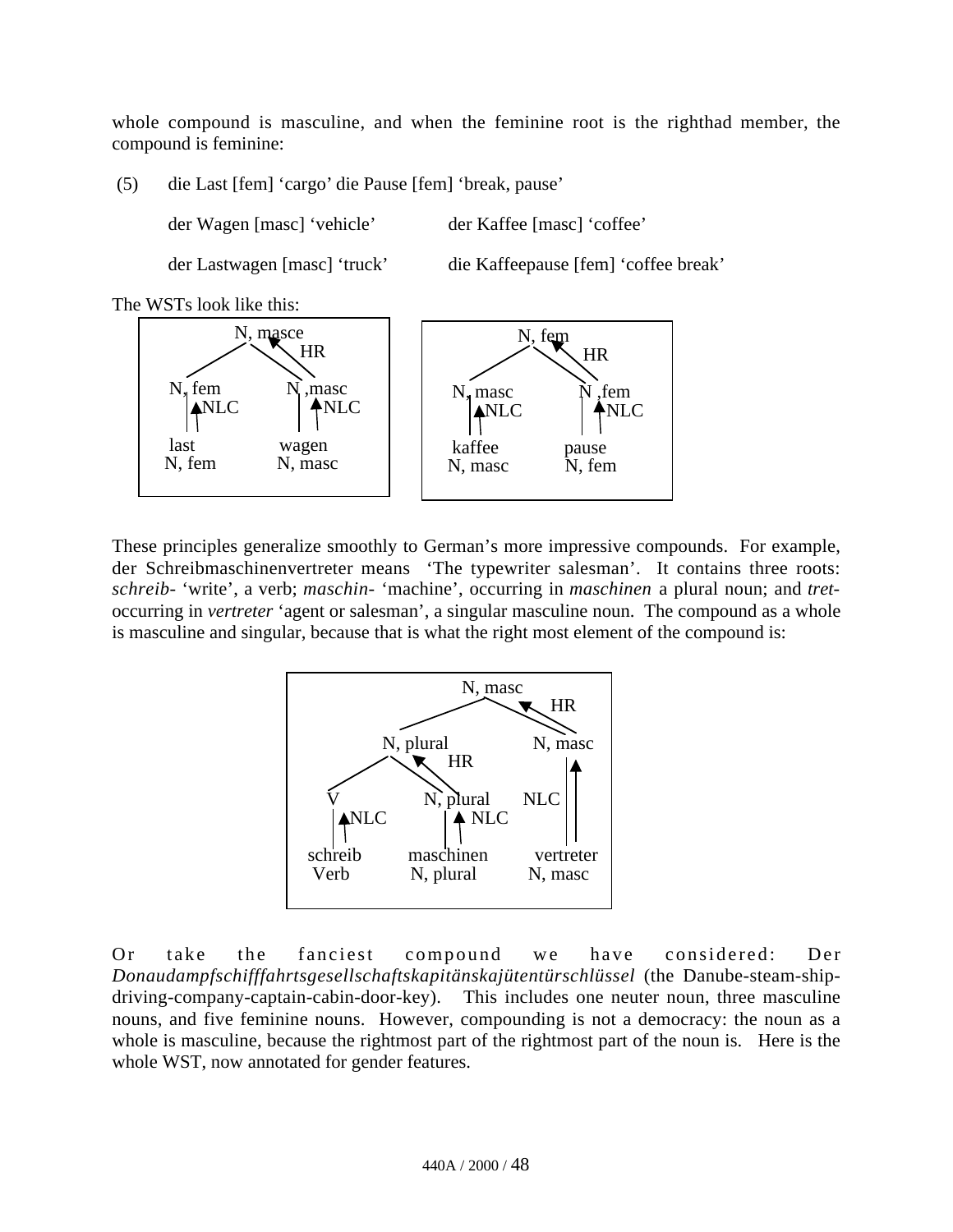whole compound is masculine, and when the feminine root is the righthad member, the compound is feminine:

(5) die Last [fem] 'cargo' die Pause [fem] 'break, pause'

der Wagen [masc] 'vehicle' der Kaffee [masc] 'coffee'

der Lastwagen [masc] 'truck' die Kaffeepause [fem] 'coffee break'

The WSTs look like this:

```
        N, masce                         N, fem
          /   \\ HR                      /   \\ HR
   N, fem      N ,masc            N, masc     N ,fem
     |^NLC       |^NLC              |^NLC       |^NLC
   last         wagen             kaffee       pause
   N, fem       N, masc           N, masc      N, fem
```

These principles generalize smoothly to German's more impressive compounds. For example, der Schreibmaschinenvertreter means 'The typewriter salesman'. It contains three roots: *schreib-* 'write', a verb; *maschin-* 'machine', occurring in *maschinen* a plural noun; and *tret-* occurring in *vertreter* 'agent or salesman', a singular masculine noun. The compound as a whole is masculine and singular, because that is what the right most element of the compound is:

```
                      N, masc
                     /     \\ HR
            N, plural       N, masc
            /     \\ HR        |^
          V      N, plural   NLC
          |^NLC    |^ NLC      |
       schreib   maschinen   vertreter
        Verb     N, plural    N, masc
```

Or take the fanciest compound we have considered: Der *Donaudampfschifffahrtsgesellschaftskapitänskajütentürschlüssel* (the Danube-steam-ship-driving-company-captain-cabin-door-key). This includes one neuter noun, three masculine nouns, and five feminine nouns. However, compounding is not a democracy: the noun as a whole is masculine, because the rightmost part of the rightmost part of the noun is. Here is the whole WST, now annotated for gender features.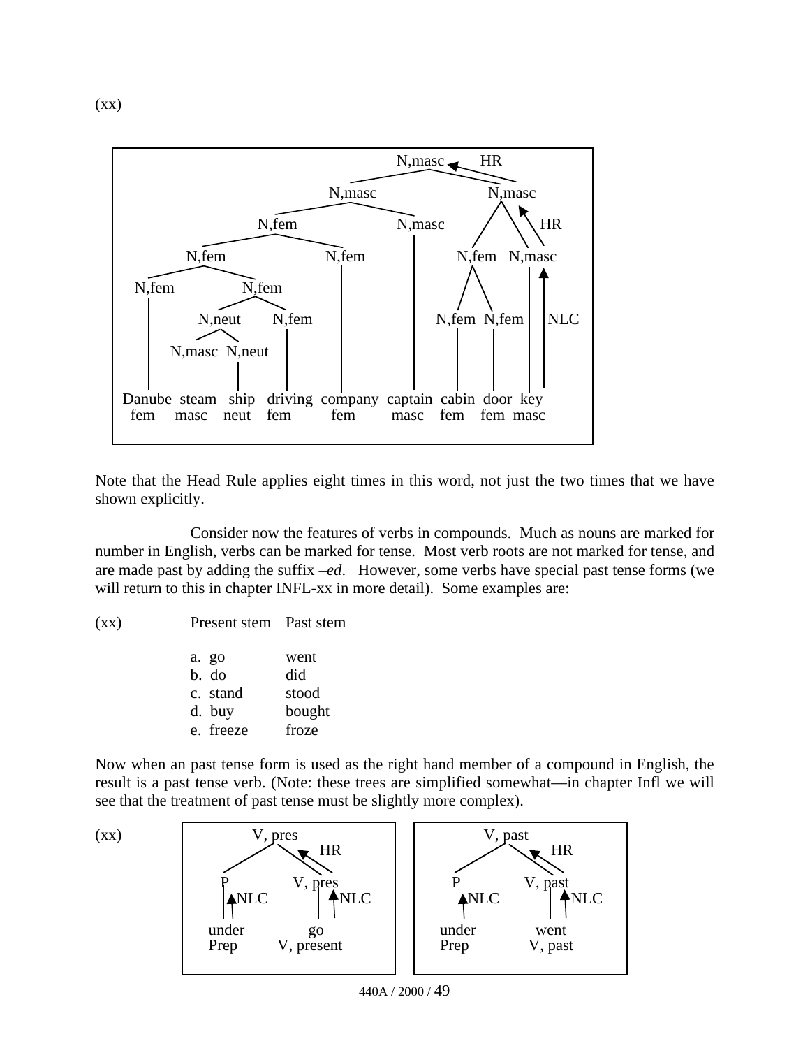(xx)

```
                                          N,masc ◄──── HR
                              N,masc                    N,masc
                   N,fem                   N,masc                  HR
          N,fem               N,fem               N,fem   N,masc
   N,fem          N,fem
            N,neut       N,fem             N,fem  N,fem        NLC
       N,masc  N,neut

Danube  steam   ship  driving  company  captain  cabin  door  key
 fem    masc    neut   fem       fem      masc    fem    fem  masc
```

Note that the Head Rule applies eight times in this word, not just the two times that we have shown explicitly.

Consider now the features of verbs in compounds. Much as nouns are marked for number in English, verbs can be marked for tense. Most verb roots are not marked for tense, and are made past by adding the suffix *–ed*. However, some verbs have special past tense forms (we will return to this in chapter INFL-xx in more detail). Some examples are:

(xx)

| Present stem | Past stem |
|---|---|
| a. go | went |
| b. do | did |
| c. stand | stood |
| d. buy | bought |
| e. freeze | froze |

Now when an past tense form is used as the right hand member of a compound in English, the result is a past tense verb. (Note: these trees are simplified somewhat—in chapter Infl we will see that the treatment of past tense must be slightly more complex).

(xx)

```
        V, pres                        V, past
               HR                             HR
   P         V, pres              P         V, past
   NLC          NLC               NLC          NLC
 under         go               under        went
 Prep      V, present           Prep       V, past
```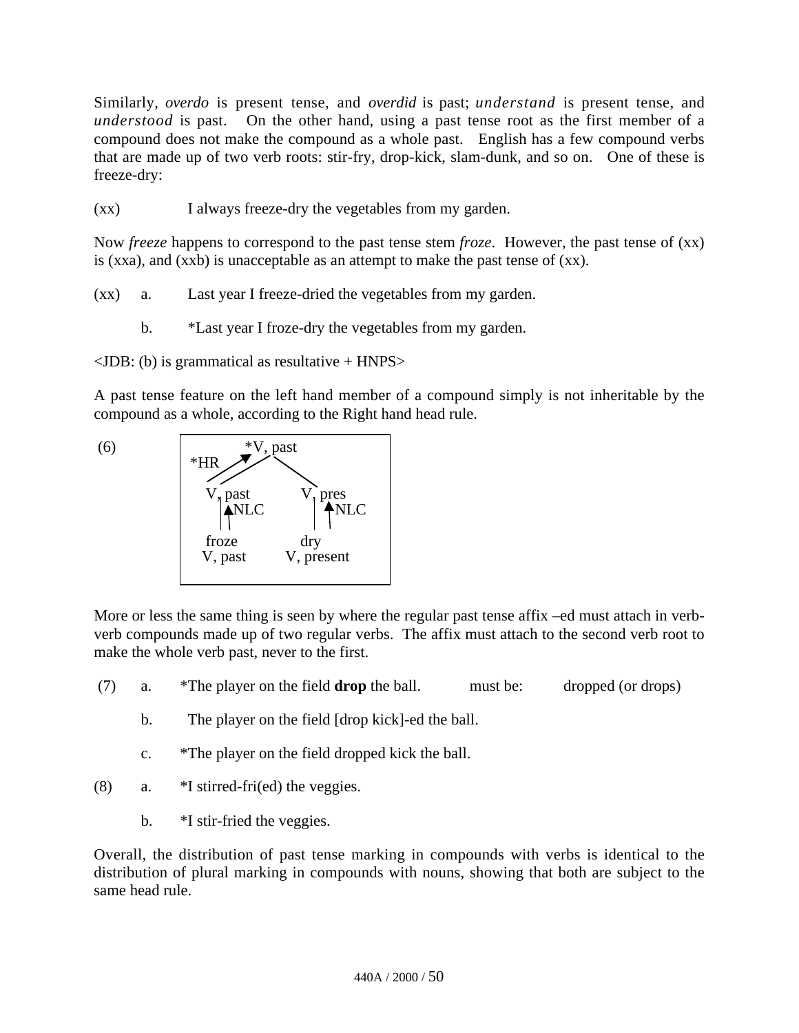Similarly, *overdo* is present tense, and *overdid* is past; *understand* is present tense, and *understood* is past. On the other hand, using a past tense root as the first member of a compound does not make the compound as a whole past. English has a few compound verbs that are made up of two verb roots: stir-fry, drop-kick, slam-dunk, and so on. One of these is freeze-dry:

(xx) I always freeze-dry the vegetables from my garden.

Now *freeze* happens to correspond to the past tense stem *froze*. However, the past tense of (xx) is (xxa), and (xxb) is unacceptable as an attempt to make the past tense of (xx).

(xx) a. Last year I freeze-dried the vegetables from my garden.

b. *Last year I froze-dry the vegetables from my garden.

<JDB: (b) is grammatical as resultative + HNPS>

A past tense feature on the left hand member of a compound simply is not inheritable by the compound as a whole, according to the Right hand head rule.

(6)

```
              *V, past
   *HR      ↗    \
     V, past      V, pres
      ↑NLC         ↑NLC
     froze        dry
    V, past     V, present
```

More or less the same thing is seen by where the regular past tense affix –ed must attach in verb-verb compounds made up of two regular verbs. The affix must attach to the second verb root to make the whole verb past, never to the first.

(7) a. *The player on the field **drop** the ball. must be: dropped (or drops)

b. The player on the field [drop kick]-ed the ball.

c. *The player on the field dropped kick the ball.

(8) a. *I stirred-fri(ed) the veggies.

b. *I stir-fried the veggies.

Overall, the distribution of past tense marking in compounds with verbs is identical to the distribution of plural marking in compounds with nouns, showing that both are subject to the same head rule.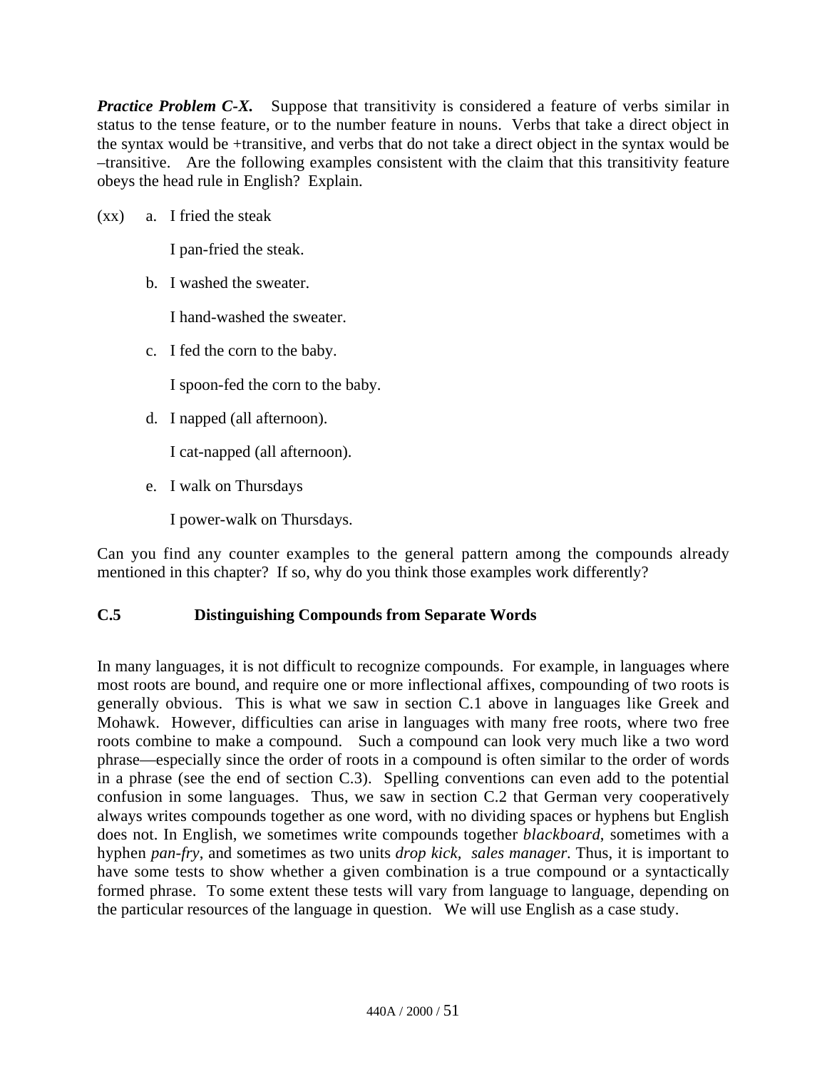***Practice Problem C-X.*** Suppose that transitivity is considered a feature of verbs similar in status to the tense feature, or to the number feature in nouns. Verbs that take a direct object in the syntax would be +transitive, and verbs that do not take a direct object in the syntax would be –transitive. Are the following examples consistent with the claim that this transitivity feature obeys the head rule in English? Explain.

(xx) a. I fried the steak

I pan-fried the steak.

b. I washed the sweater.

I hand-washed the sweater.

c. I fed the corn to the baby.

I spoon-fed the corn to the baby.

d. I napped (all afternoon).

I cat-napped (all afternoon).

e. I walk on Thursdays

I power-walk on Thursdays.

Can you find any counter examples to the general pattern among the compounds already mentioned in this chapter? If so, why do you think those examples work differently?

## C.5 Distinguishing Compounds from Separate Words

In many languages, it is not difficult to recognize compounds. For example, in languages where most roots are bound, and require one or more inflectional affixes, compounding of two roots is generally obvious. This is what we saw in section C.1 above in languages like Greek and Mohawk. However, difficulties can arise in languages with many free roots, where two free roots combine to make a compound. Such a compound can look very much like a two word phrase—especially since the order of roots in a compound is often similar to the order of words in a phrase (see the end of section C.3). Spelling conventions can even add to the potential confusion in some languages. Thus, we saw in section C.2 that German very cooperatively always writes compounds together as one word, with no dividing spaces or hyphens but English does not. In English, we sometimes write compounds together *blackboard*, sometimes with a hyphen *pan-fry*, and sometimes as two units *drop kick, sales manager*. Thus, it is important to have some tests to show whether a given combination is a true compound or a syntactically formed phrase. To some extent these tests will vary from language to language, depending on the particular resources of the language in question. We will use English as a case study.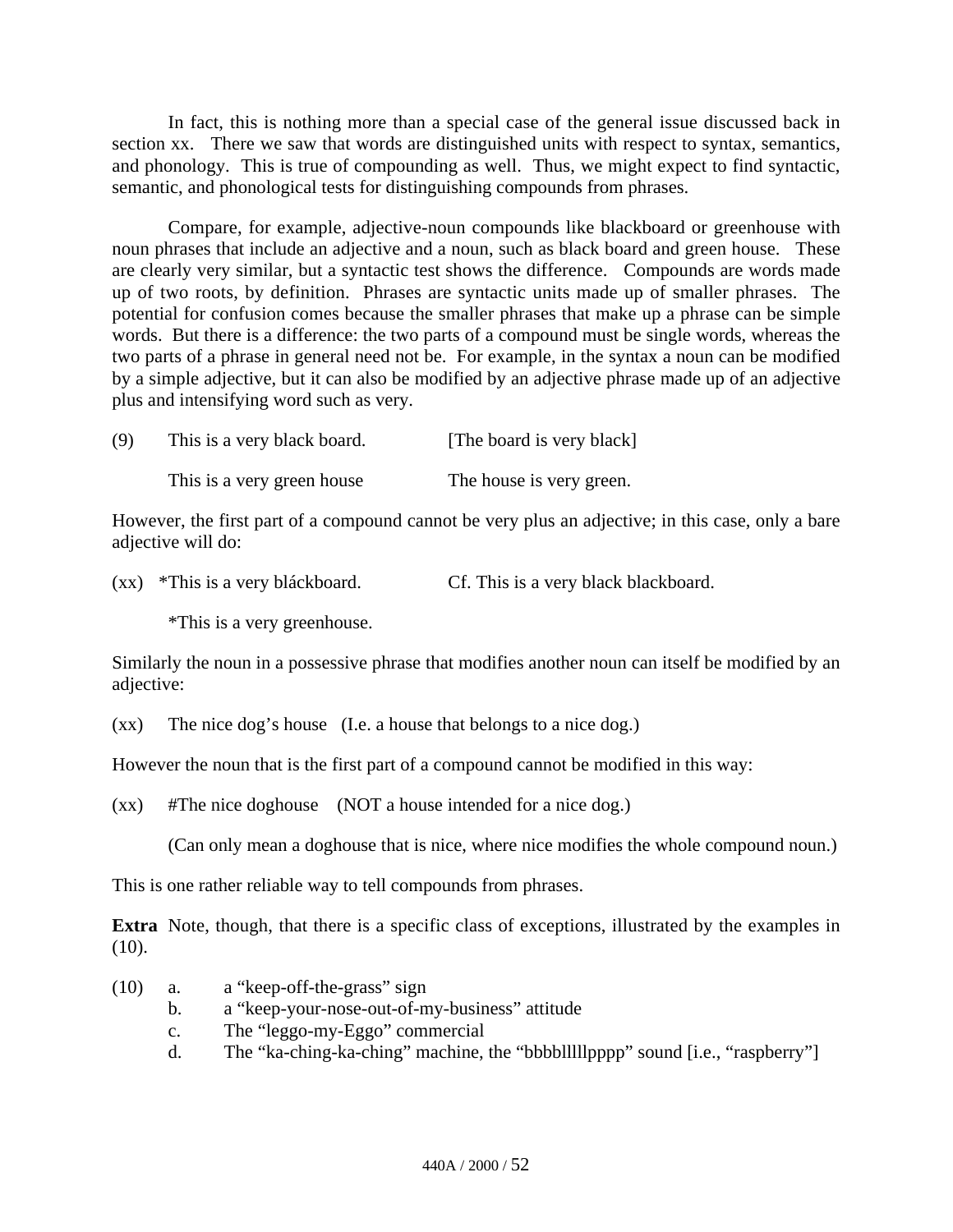In fact, this is nothing more than a special case of the general issue discussed back in section xx. There we saw that words are distinguished units with respect to syntax, semantics, and phonology. This is true of compounding as well. Thus, we might expect to find syntactic, semantic, and phonological tests for distinguishing compounds from phrases.

Compare, for example, adjective-noun compounds like blackboard or greenhouse with noun phrases that include an adjective and a noun, such as black board and green house. These are clearly very similar, but a syntactic test shows the difference. Compounds are words made up of two roots, by definition. Phrases are syntactic units made up of smaller phrases. The potential for confusion comes because the smaller phrases that make up a phrase can be simple words. But there is a difference: the two parts of a compound must be single words, whereas the two parts of a phrase in general need not be. For example, in the syntax a noun can be modified by a simple adjective, but it can also be modified by an adjective phrase made up of an adjective plus and intensifying word such as very.

(9) This is a very black board. [The board is very black]

This is a very green house The house is very green.

However, the first part of a compound cannot be very plus an adjective; in this case, only a bare adjective will do:

(xx) *This is a very bláckboard. Cf. This is a very black blackboard.

*This is a very greenhouse.

Similarly the noun in a possessive phrase that modifies another noun can itself be modified by an adjective:

(xx) The nice dog's house (I.e. a house that belongs to a nice dog.)

However the noun that is the first part of a compound cannot be modified in this way:

(xx) #The nice doghouse (NOT a house intended for a nice dog.)

(Can only mean a doghouse that is nice, where nice modifies the whole compound noun.)

This is one rather reliable way to tell compounds from phrases.

**Extra** Note, though, that there is a specific class of exceptions, illustrated by the examples in (10).

(10) a. a "keep-off-the-grass" sign
b. a "keep-your-nose-out-of-my-business" attitude
c. The "leggo-my-Eggo" commercial
d. The "ka-ching-ka-ching" machine, the "bbbbllllpppp" sound [i.e., "raspberry"]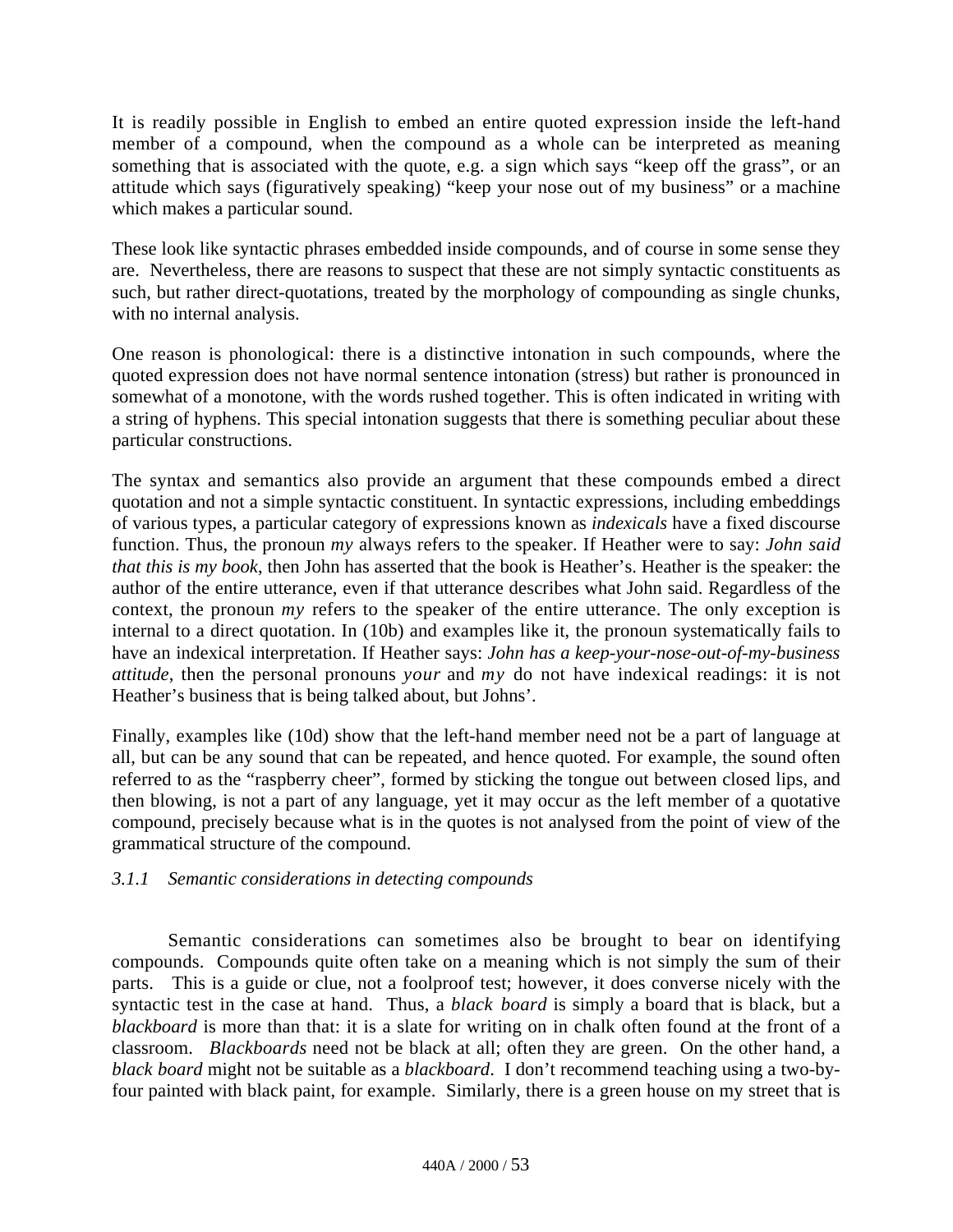It is readily possible in English to embed an entire quoted expression inside the left-hand member of a compound, when the compound as a whole can be interpreted as meaning something that is associated with the quote, e.g. a sign which says “keep off the grass”, or an attitude which says (figuratively speaking) “keep your nose out of my business” or a machine which makes a particular sound.

These look like syntactic phrases embedded inside compounds, and of course in some sense they are. Nevertheless, there are reasons to suspect that these are not simply syntactic constituents as such, but rather direct-quotations, treated by the morphology of compounding as single chunks, with no internal analysis.

One reason is phonological: there is a distinctive intonation in such compounds, where the quoted expression does not have normal sentence intonation (stress) but rather is pronounced in somewhat of a monotone, with the words rushed together. This is often indicated in writing with a string of hyphens. This special intonation suggests that there is something peculiar about these particular constructions.

The syntax and semantics also provide an argument that these compounds embed a direct quotation and not a simple syntactic constituent. In syntactic expressions, including embeddings of various types, a particular category of expressions known as *indexicals* have a fixed discourse function. Thus, the pronoun *my* always refers to the speaker. If Heather were to say: *John said that this is my book*, then John has asserted that the book is Heather’s. Heather is the speaker: the author of the entire utterance, even if that utterance describes what John said. Regardless of the context, the pronoun *my* refers to the speaker of the entire utterance. The only exception is internal to a direct quotation. In (10b) and examples like it, the pronoun systematically fails to have an indexical interpretation. If Heather says: *John has a keep-your-nose-out-of-my-business attitude*, then the personal pronouns *your* and *my* do not have indexical readings: it is not Heather’s business that is being talked about, but Johns’.

Finally, examples like (10d) show that the left-hand member need not be a part of language at all, but can be any sound that can be repeated, and hence quoted. For example, the sound often referred to as the “raspberry cheer”, formed by sticking the tongue out between closed lips, and then blowing, is not a part of any language, yet it may occur as the left member of a quotative compound, precisely because what is in the quotes is not analysed from the point of view of the grammatical structure of the compound.

### *3.1.1 Semantic considerations in detecting compounds*

Semantic considerations can sometimes also be brought to bear on identifying compounds. Compounds quite often take on a meaning which is not simply the sum of their parts. This is a guide or clue, not a foolproof test; however, it does converse nicely with the syntactic test in the case at hand. Thus, a *black board* is simply a board that is black, but a *blackboard* is more than that: it is a slate for writing on in chalk often found at the front of a classroom. *Blackboards* need not be black at all; often they are green. On the other hand, a *black board* might not be suitable as a *blackboard*. I don’t recommend teaching using a two-by-four painted with black paint, for example. Similarly, there is a green house on my street that is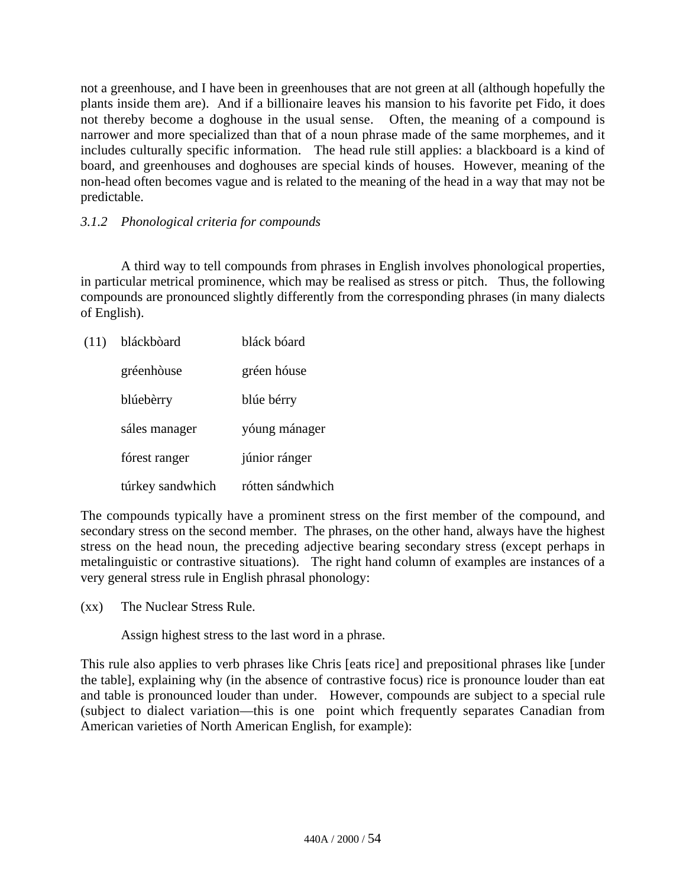not a greenhouse, and I have been in greenhouses that are not green at all (although hopefully the plants inside them are). And if a billionaire leaves his mansion to his favorite pet Fido, it does not thereby become a doghouse in the usual sense. Often, the meaning of a compound is narrower and more specialized than that of a noun phrase made of the same morphemes, and it includes culturally specific information. The head rule still applies: a blackboard is a kind of board, and greenhouses and doghouses are special kinds of houses. However, meaning of the non-head often becomes vague and is related to the meaning of the head in a way that may not be predictable.

### *3.1.2 Phonological criteria for compounds*

A third way to tell compounds from phrases in English involves phonological properties, in particular metrical prominence, which may be realised as stress or pitch. Thus, the following compounds are pronounced slightly differently from the corresponding phrases (in many dialects of English).

| (11) | bláckbòard | bláck bóard |
|---|---|---|
| | gréenhòuse | gréen hóuse |
| | blúebèrry | blúe bérry |
| | sáles manager | yóung mánager |
| | fórest ranger | júnior ránger |
| | túrkey sandwhich | rótten sándwhich |

The compounds typically have a prominent stress on the first member of the compound, and secondary stress on the second member. The phrases, on the other hand, always have the highest stress on the head noun, the preceding adjective bearing secondary stress (except perhaps in metalinguistic or contrastive situations). The right hand column of examples are instances of a very general stress rule in English phrasal phonology:

(xx) The Nuclear Stress Rule.

Assign highest stress to the last word in a phrase.

This rule also applies to verb phrases like Chris [eats rice] and prepositional phrases like [under the table], explaining why (in the absence of contrastive focus) rice is pronounce louder than eat and table is pronounced louder than under. However, compounds are subject to a special rule (subject to dialect variation—this is one point which frequently separates Canadian from American varieties of North American English, for example):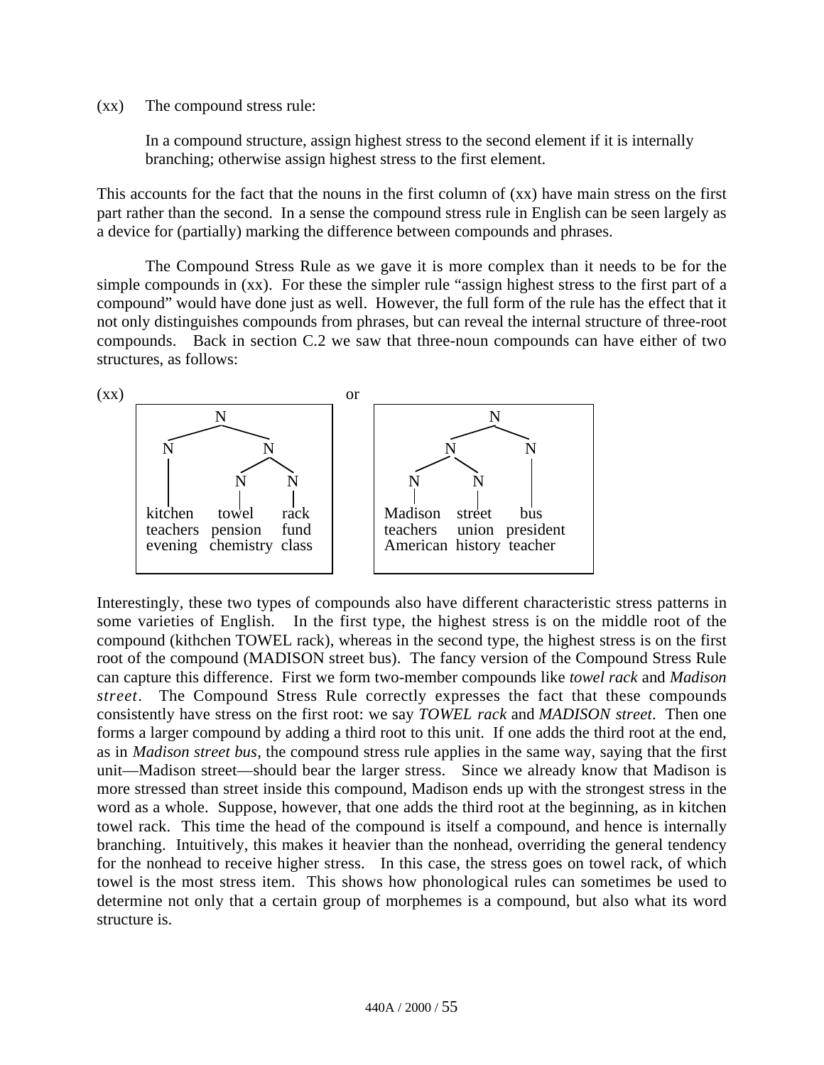(xx) The compound stress rule:

> In a compound structure, assign highest stress to the second element if it is internally branching; otherwise assign highest stress to the first element.

This accounts for the fact that the nouns in the first column of (xx) have main stress on the first part rather than the second. In a sense the compound stress rule in English can be seen largely as a device for (partially) marking the difference between compounds and phrases.

The Compound Stress Rule as we gave it is more complex than it needs to be for the simple compounds in (xx). For these the simpler rule "assign highest stress to the first part of a compound" would have done just as well. However, the full form of the rule has the effect that it not only distinguishes compounds from phrases, but can reveal the internal structure of three-root compounds. Back in section C.2 we saw that three-noun compounds can have either of two structures, as follows:

(xx)

```
        N                                 N
      /   \                             /   \
     N     N                           N     N
     |    / \                         / \    |
     |   N   N                       N   N   |
     |   |   |                       |   |   |
kitchen  towel     rack        Madison   street   bus
teachers pension   fund        teachers  union    president
evening  chemistry class       American  history  teacher
```

or (the second structure above)

Interestingly, these two types of compounds also have different characteristic stress patterns in some varieties of English. In the first type, the highest stress is on the middle root of the compound (kithchen TOWEL rack), whereas in the second type, the highest stress is on the first root of the compound (MADISON street bus). The fancy version of the Compound Stress Rule can capture this difference. First we form two-member compounds like *towel rack* and *Madison street*. The Compound Stress Rule correctly expresses the fact that these compounds consistently have stress on the first root: we say *TOWEL rack* and *MADISON street*. Then one forms a larger compound by adding a third root to this unit. If one adds the third root at the end, as in *Madison street bus*, the compound stress rule applies in the same way, saying that the first unit—Madison street—should bear the larger stress. Since we already know that Madison is more stressed than street inside this compound, Madison ends up with the strongest stress in the word as a whole. Suppose, however, that one adds the third root at the beginning, as in kitchen towel rack. This time the head of the compound is itself a compound, and hence is internally branching. Intuitively, this makes it heavier than the nonhead, overriding the general tendency for the nonhead to receive higher stress. In this case, the stress goes on towel rack, of which towel is the most stress item. This shows how phonological rules can sometimes be used to determine not only that a certain group of morphemes is a compound, but also what its word structure is.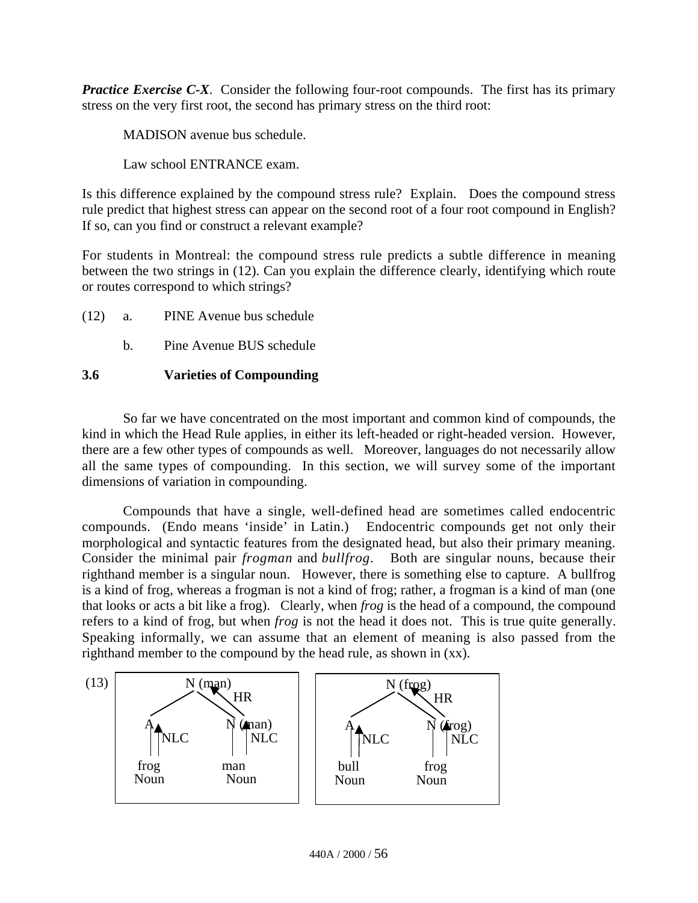***Practice Exercise C-X***. Consider the following four-root compounds. The first has its primary stress on the very first root, the second has primary stress on the third root:

MADISON avenue bus schedule.

Law school ENTRANCE exam.

Is this difference explained by the compound stress rule? Explain. Does the compound stress rule predict that highest stress can appear on the second root of a four root compound in English? If so, can you find or construct a relevant example?

For students in Montreal: the compound stress rule predicts a subtle difference in meaning between the two strings in (12). Can you explain the difference clearly, identifying which route or routes correspond to which strings?

(12) a. PINE Avenue bus schedule

b. Pine Avenue BUS schedule

### 3.6 Varieties of Compounding

So far we have concentrated on the most important and common kind of compounds, the kind in which the Head Rule applies, in either its left-headed or right-headed version. However, there are a few other types of compounds as well. Moreover, languages do not necessarily allow all the same types of compounding. In this section, we will survey some of the important dimensions of variation in compounding.

Compounds that have a single, well-defined head are sometimes called endocentric compounds. (Endo means 'inside' in Latin.) Endocentric compounds get not only their morphological and syntactic features from the designated head, but also their primary meaning. Consider the minimal pair *frogman* and *bullfrog*. Both are singular nouns, because their righthand member is a singular noun. However, there is something else to capture. A bullfrog is a kind of frog, whereas a frogman is not a kind of frog; rather, a frogman is a kind of man (one that looks or acts a bit like a frog). Clearly, when *frog* is the head of a compound, the compound refers to a kind of frog, but when *frog* is not the head it does not. This is true quite generally. Speaking informally, we can assume that an element of meaning is also passed from the righthand member to the compound by the head rule, as shown in (xx).

(13)

```
        N (man)                          N (frog)
       /    ↖ HR                        /     ↖ HR
      A      N (man)                   A       N (frog)
      ↑ NLC  ↑ NLC                     ↑ NLC   ↑ NLC
    frog     man                     bull      frog
    Noun     Noun                    Noun      Noun
```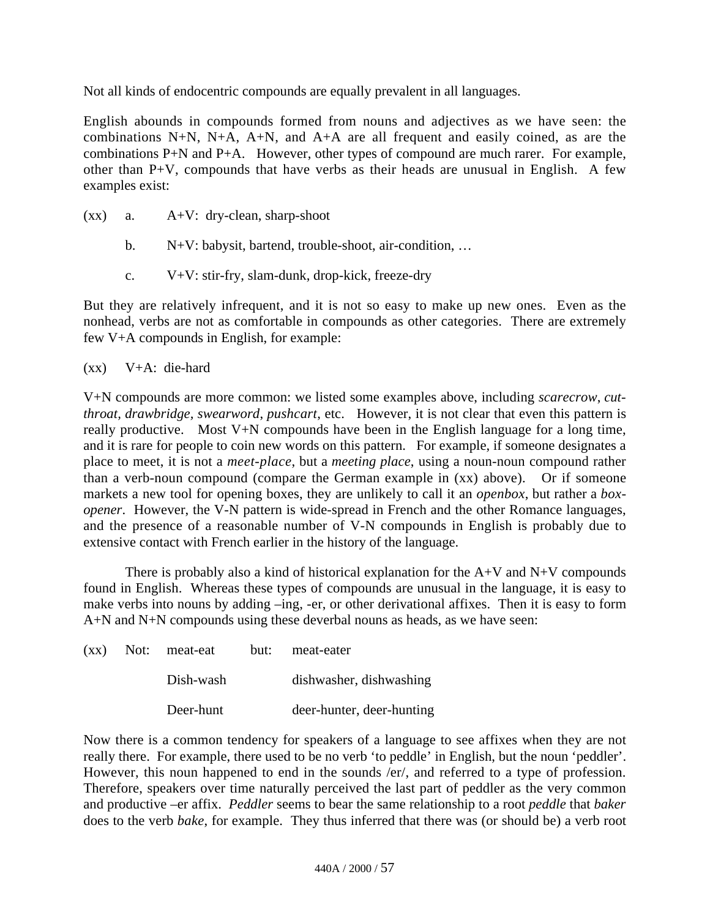Not all kinds of endocentric compounds are equally prevalent in all languages.

English abounds in compounds formed from nouns and adjectives as we have seen: the combinations N+N, N+A, A+N, and A+A are all frequent and easily coined, as are the combinations P+N and P+A. However, other types of compound are much rarer. For example, other than P+V, compounds that have verbs as their heads are unusual in English. A few examples exist:

(xx) a. A+V: dry-clean, sharp-shoot

b. N+V: babysit, bartend, trouble-shoot, air-condition, …

c. V+V: stir-fry, slam-dunk, drop-kick, freeze-dry

But they are relatively infrequent, and it is not so easy to make up new ones. Even as the nonhead, verbs are not as comfortable in compounds as other categories. There are extremely few V+A compounds in English, for example:

(xx) V+A: die-hard

V+N compounds are more common: we listed some examples above, including *scarecrow*, *cut-throat*, *drawbridge*, *swearword*, *pushcart*, etc. However, it is not clear that even this pattern is really productive. Most V+N compounds have been in the English language for a long time, and it is rare for people to coin new words on this pattern. For example, if someone designates a place to meet, it is not a *meet-place*, but a *meeting place*, using a noun-noun compound rather than a verb-noun compound (compare the German example in (xx) above). Or if someone markets a new tool for opening boxes, they are unlikely to call it an *openbox*, but rather a *box-opener*. However, the V-N pattern is wide-spread in French and the other Romance languages, and the presence of a reasonable number of V-N compounds in English is probably due to extensive contact with French earlier in the history of the language.

There is probably also a kind of historical explanation for the A+V and N+V compounds found in English. Whereas these types of compounds are unusual in the language, it is easy to make verbs into nouns by adding –ing, -er, or other derivational affixes. Then it is easy to form A+N and N+N compounds using these deverbal nouns as heads, as we have seen:

| (xx) | Not: | meat-eat | but: | meat-eater |
|---|---|---|---|---|
| | | Dish-wash | | dishwasher, dishwashing |
| | | Deer-hunt | | deer-hunter, deer-hunting |

Now there is a common tendency for speakers of a language to see affixes when they are not really there. For example, there used to be no verb 'to peddle' in English, but the noun 'peddler'. However, this noun happened to end in the sounds /er/, and referred to a type of profession. Therefore, speakers over time naturally perceived the last part of peddler as the very common and productive –er affix. *Peddler* seems to bear the same relationship to a root *peddle* that *baker* does to the verb *bake*, for example. They thus inferred that there was (or should be) a verb root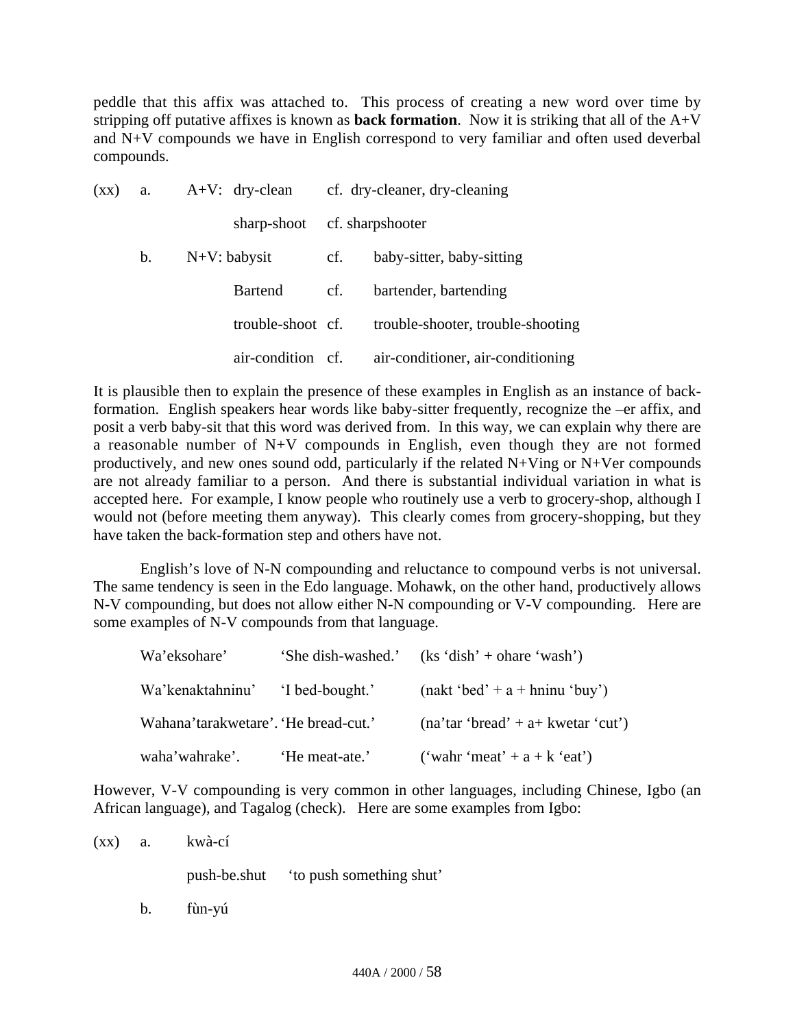peddle that this affix was attached to. This process of creating a new word over time by stripping off putative affixes is known as **back formation**. Now it is striking that all of the A+V and N+V compounds we have in English correspond to very familiar and often used deverbal compounds.

(xx) a. A+V: dry-clean cf. dry-cleaner, dry-cleaning

sharp-shoot cf. sharpshooter

b. N+V: babysit cf. baby-sitter, baby-sitting

Bartend cf. bartender, bartending

trouble-shoot cf. trouble-shooter, trouble-shooting

air-condition cf. air-conditioner, air-conditioning

It is plausible then to explain the presence of these examples in English as an instance of back-formation. English speakers hear words like baby-sitter frequently, recognize the –er affix, and posit a verb baby-sit that this word was derived from. In this way, we can explain why there are a reasonable number of N+V compounds in English, even though they are not formed productively, and new ones sound odd, particularly if the related N+Ving or N+Ver compounds are not already familiar to a person. And there is substantial individual variation in what is accepted here. For example, I know people who routinely use a verb to grocery-shop, although I would not (before meeting them anyway). This clearly comes from grocery-shopping, but they have taken the back-formation step and others have not.

English's love of N-N compounding and reluctance to compound verbs is not universal. The same tendency is seen in the Edo language. Mohawk, on the other hand, productively allows N-V compounding, but does not allow either N-N compounding or V-V compounding. Here are some examples of N-V compounds from that language.

| | | |
|---|---|---|
| Wa'eksohare' | 'She dish-washed.' | (ks 'dish' + ohare 'wash') |
| Wa'kenaktahninu' | 'I bed-bought.' | (nakt 'bed' + a + hninu 'buy') |
| Wahana'tarakwetare'. | 'He bread-cut.' | (na'tar 'bread' + a+ kwetar 'cut') |
| waha'wahrake'. | 'He meat-ate.' | ('wahr 'meat' + a + k 'eat') |

However, V-V compounding is very common in other languages, including Chinese, Igbo (an African language), and Tagalog (check). Here are some examples from Igbo:

(xx) a. kwà-cí

push-be.shut 'to push something shut'

b. fùn-yú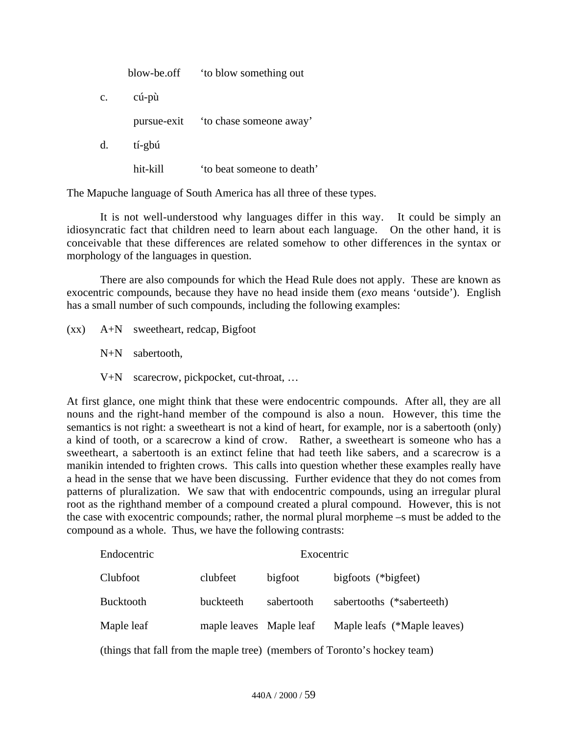blow-be.off 'to blow something out

c. cú-pù

 pursue-exit 'to chase someone away'

d. tí-gbú

 hit-kill 'to beat someone to death'

The Mapuche language of South America has all three of these types.

It is not well-understood why languages differ in this way. It could be simply an idiosyncratic fact that children need to learn about each language. On the other hand, it is conceivable that these differences are related somehow to other differences in the syntax or morphology of the languages in question.

There are also compounds for which the Head Rule does not apply. These are known as exocentric compounds, because they have no head inside them (*exo* means 'outside'). English has a small number of such compounds, including the following examples:

(xx) A+N sweetheart, redcap, Bigfoot

 N+N sabertooth,

 V+N scarecrow, pickpocket, cut-throat, …

At first glance, one might think that these were endocentric compounds. After all, they are all nouns and the right-hand member of the compound is also a noun. However, this time the semantics is not right: a sweetheart is not a kind of heart, for example, nor is a sabertooth (only) a kind of tooth, or a scarecrow a kind of crow. Rather, a sweetheart is someone who has a sweetheart, a sabertooth is an extinct feline that had teeth like sabers, and a scarecrow is a manikin intended to frighten crows. This calls into question whether these examples really have a head in the sense that we have been discussing. Further evidence that they do not comes from patterns of pluralization. We saw that with endocentric compounds, using an irregular plural root as the righthand member of a compound created a plural compound. However, this is not the case with exocentric compounds; rather, the normal plural morpheme –s must be added to the compound as a whole. Thus, we have the following contrasts:

| Endocentric | | Exocentric | |
|---|---|---|---|
| Clubfoot | clubfeet | bigfoot | bigfoots (*bigfeet) |
| Bucktooth | buckteeth | sabertooth | sabertooths (*saberteeth) |
| Maple leaf | maple leaves | Maple leaf | Maple leafs (*Maple leaves) |
| (things that fall from the maple tree) | | (members of Toronto's hockey team) | |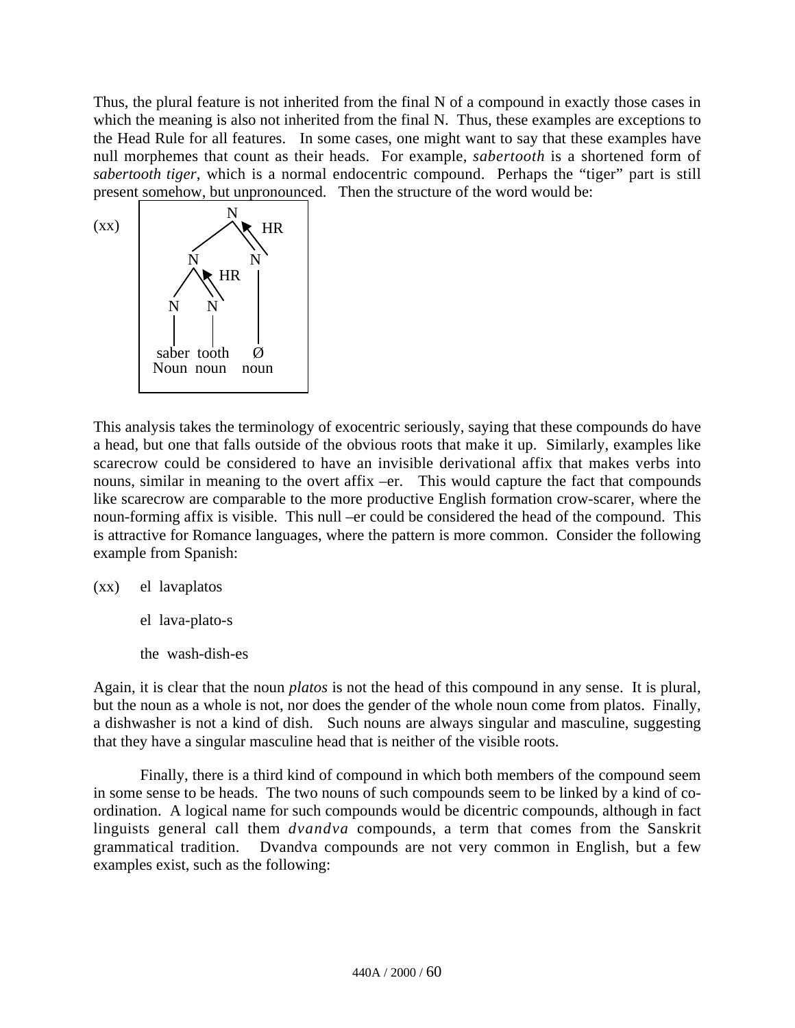Thus, the plural feature is not inherited from the final N of a compound in exactly those cases in which the meaning is also not inherited from the final N. Thus, these examples are exceptions to the Head Rule for all features. In some cases, one might want to say that these examples have null morphemes that count as their heads. For example, *sabertooth* is a shortened form of *sabertooth tiger*, which is a normal endocentric compound. Perhaps the "tiger" part is still present somehow, but unpronounced. Then the structure of the word would be:

(xx)

```
            N
          /   ⇖ HR
        N       N
      /  ⇖ HR   |
     N    N     |
     |    |     |
   saber tooth  Ø
   Noun  noun  noun
```

This analysis takes the terminology of exocentric seriously, saying that these compounds do have a head, but one that falls outside of the obvious roots that make it up. Similarly, examples like scarecrow could be considered to have an invisible derivational affix that makes verbs into nouns, similar in meaning to the overt affix –er. This would capture the fact that compounds like scarecrow are comparable to the more productive English formation crow-scarer, where the noun-forming affix is visible. This null –er could be considered the head of the compound. This is attractive for Romance languages, where the pattern is more common. Consider the following example from Spanish:

(xx) el lavaplatos

el lava-plato-s

the wash-dish-es

Again, it is clear that the noun *platos* is not the head of this compound in any sense. It is plural, but the noun as a whole is not, nor does the gender of the whole noun come from platos. Finally, a dishwasher is not a kind of dish. Such nouns are always singular and masculine, suggesting that they have a singular masculine head that is neither of the visible roots.

Finally, there is a third kind of compound in which both members of the compound seem in some sense to be heads. The two nouns of such compounds seem to be linked by a kind of co-ordination. A logical name for such compounds would be dicentric compounds, although in fact linguists general call them *dvandva* compounds, a term that comes from the Sanskrit grammatical tradition. Dvandva compounds are not very common in English, but a few examples exist, such as the following: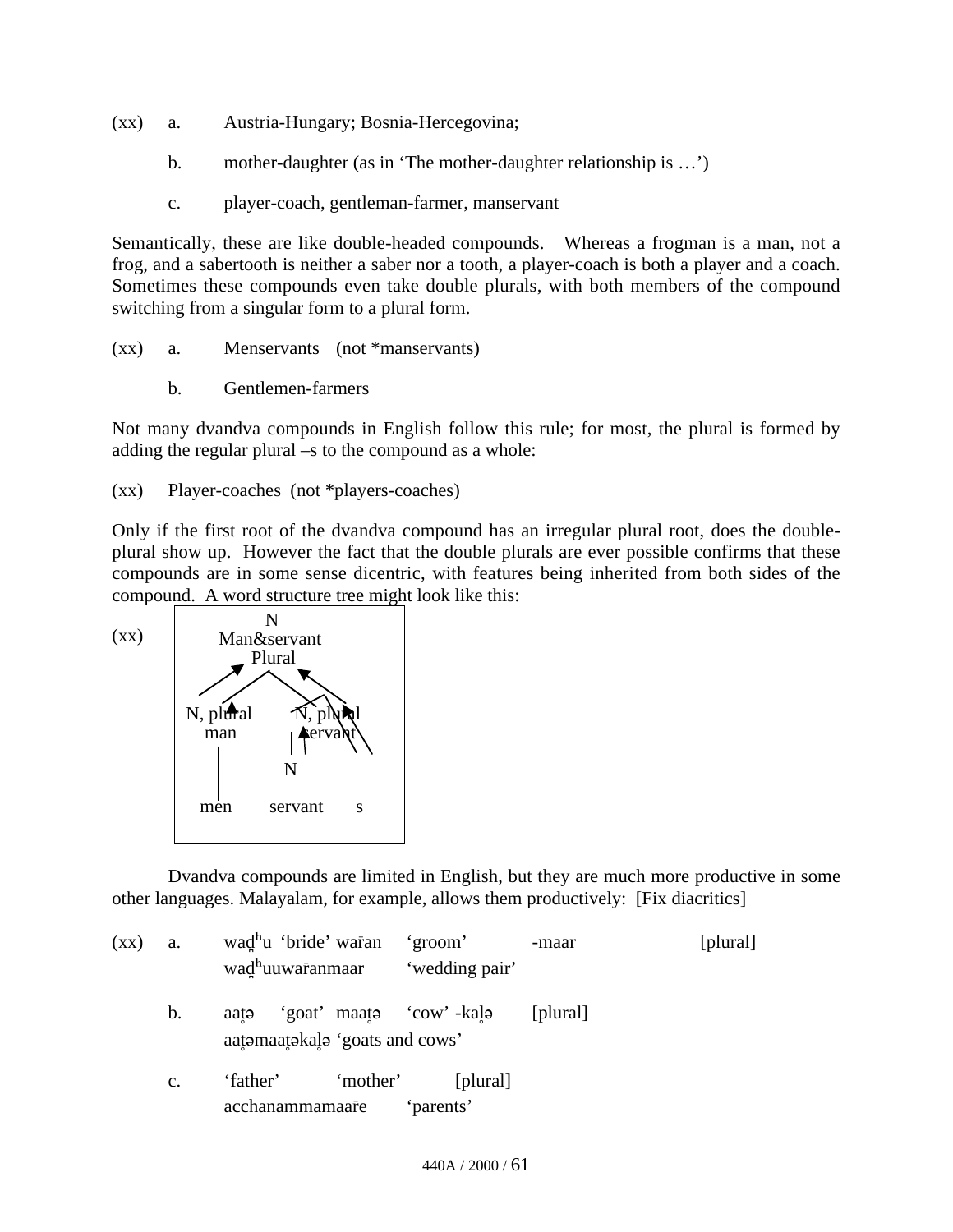(xx) a. Austria-Hungary; Bosnia-Hercegovina;

b. mother-daughter (as in 'The mother-daughter relationship is …')

c. player-coach, gentleman-farmer, manservant

Semantically, these are like double-headed compounds. Whereas a frogman is a man, not a frog, and a sabertooth is neither a saber nor a tooth, a player-coach is both a player and a coach. Sometimes these compounds even take double plurals, with both members of the compound switching from a singular form to a plural form.

(xx) a. Menservants (not *manservants)

b. Gentlemen-farmers

Not many dvandva compounds in English follow this rule; for most, the plural is formed by adding the regular plural –s to the compound as a whole:

(xx) Player-coaches (not *players-coaches)

Only if the first root of the dvandva compound has an irregular plural root, does the double-plural show up. However the fact that the double plurals are ever possible confirms that these compounds are in some sense dicentric, with features being inherited from both sides of the compound. A word structure tree might look like this:

(xx)

```
              N
          Man&servant
            Plural

N, plural          N, plural
  man               servant

                      N

  men           servant      s
```

Dvandva compounds are limited in English, but they are much more productive in some other languages. Malayalam, for example, allows them productively: [Fix diacritics]

(xx) a. waḏʰu 'bride' war̄an 'groom' -maar [plural]
waḏʰuuwar̄anmaar 'wedding pair'

b. aaṭ̥ə 'goat' maaṭ̥ə 'cow' -kaḷ̥ə [plural]
aaṭ̥əmaaṭ̥əkaḷ̥ə 'goats and cows'

c. 'father' 'mother' [plural]
acchanammamaar̄e 'parents'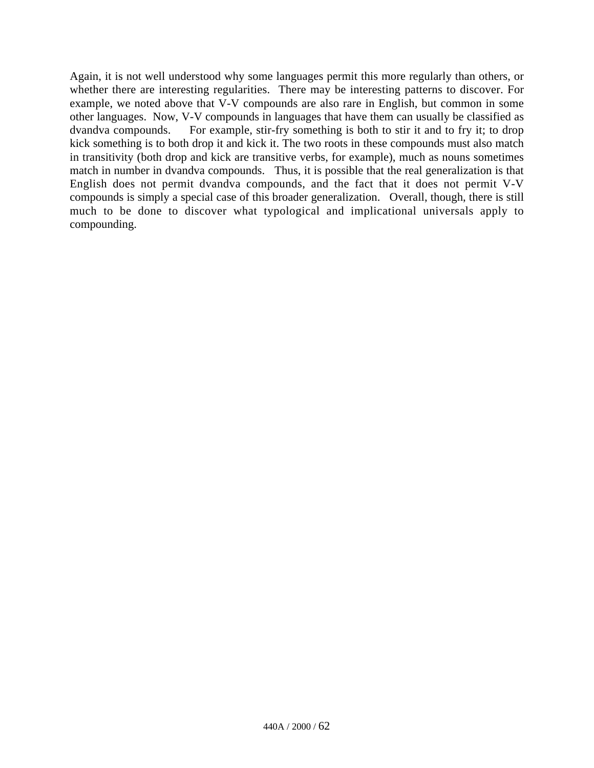Again, it is not well understood why some languages permit this more regularly than others, or whether there are interesting regularities. There may be interesting patterns to discover. For example, we noted above that V-V compounds are also rare in English, but common in some other languages. Now, V-V compounds in languages that have them can usually be classified as dvandva compounds. For example, stir-fry something is both to stir it and to fry it; to drop kick something is to both drop it and kick it. The two roots in these compounds must also match in transitivity (both drop and kick are transitive verbs, for example), much as nouns sometimes match in number in dvandva compounds. Thus, it is possible that the real generalization is that English does not permit dvandva compounds, and the fact that it does not permit V-V compounds is simply a special case of this broader generalization. Overall, though, there is still much to be done to discover what typological and implicational universals apply to compounding.